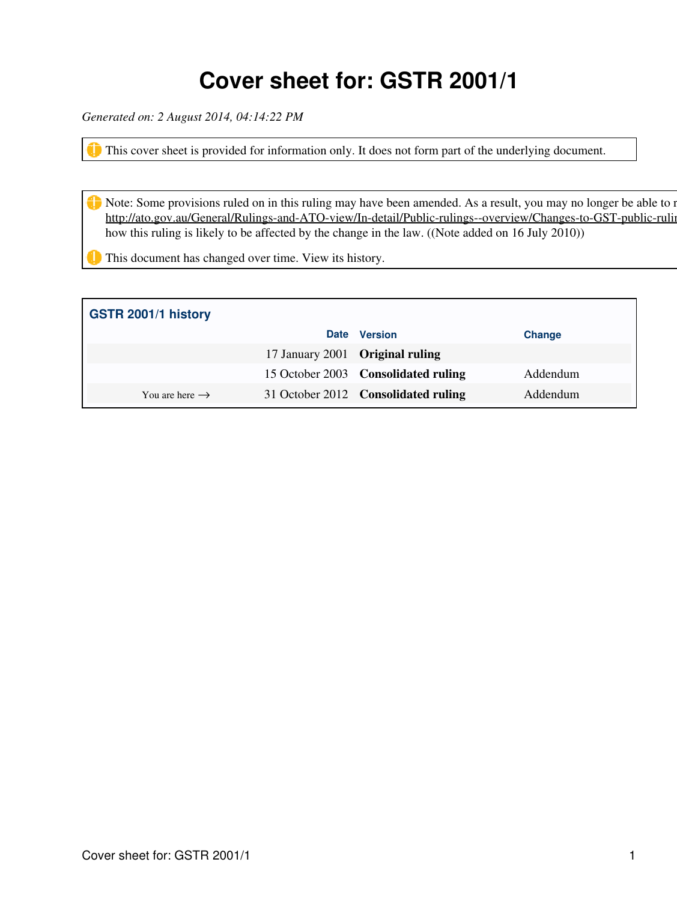# Cover sheet for: GSTR 2001/1

*Generated on: 2 August 2014, 04:14:22 PM*

This cover sheet is provided for information only. It does not form part of the underlying document.

Note: Some provisions ruled on in this ruling may have been amended. As a result, you may no longer be able to r
http://ato.gov.au/General/Rulings-and-ATO-view/In-detail/Public-rulings--overview/Changes-to-GST-public-rulin
how this ruling is likely to be affected by the change in the law. ((Note added on 16 July 2010))

This document has changed over time. View its history.

**GSTR 2001/1 history**

| | Date | Version | Change |
|---|---|---|---|
| | 17 January 2001 | **Original ruling** | |
| | 15 October 2003 | **Consolidated ruling** | Addendum |
| You are here → | 31 October 2012 | **Consolidated ruling** | Addendum |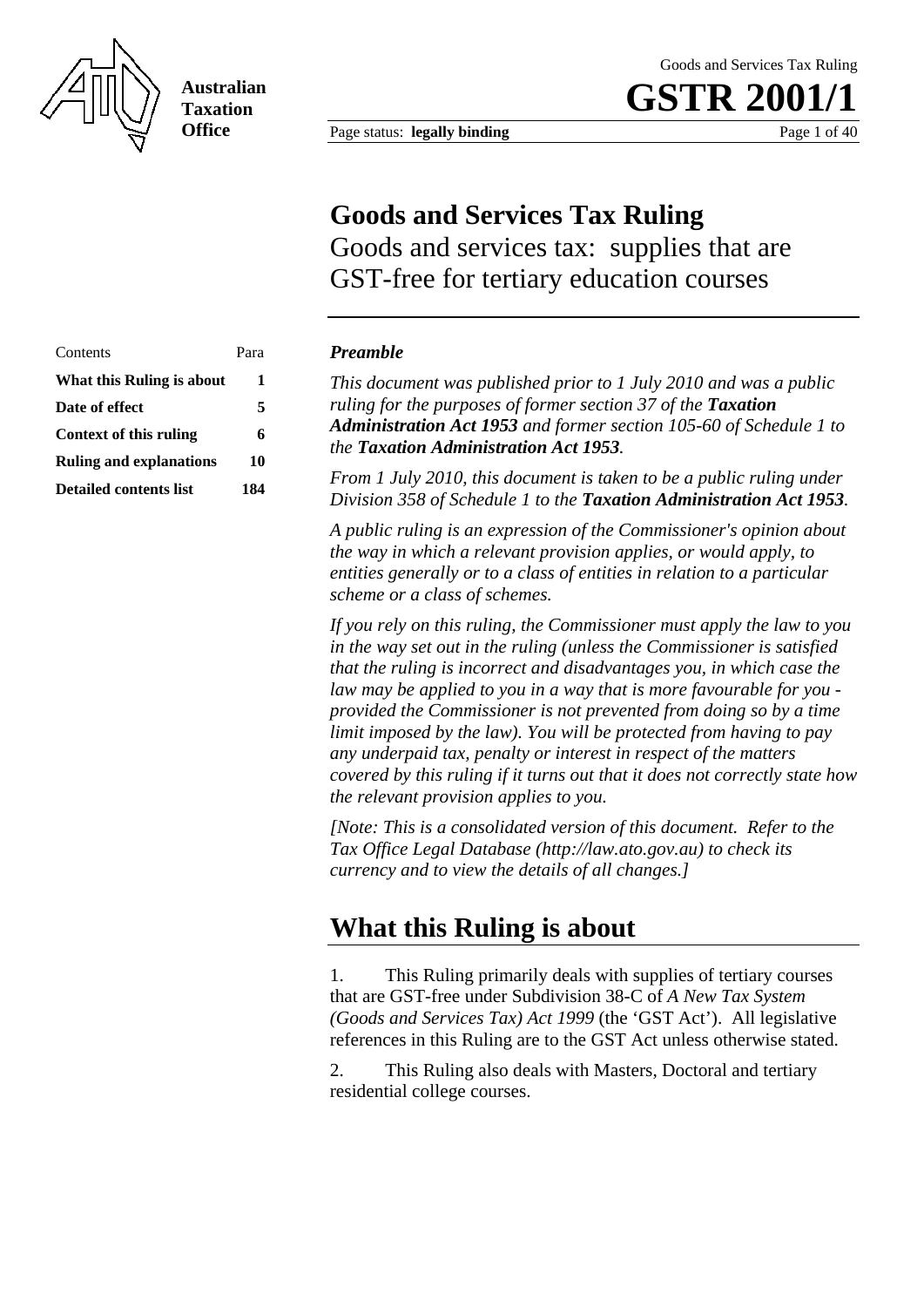# Goods and Services Tax Ruling

Goods and services tax: supplies that are GST-free for tertiary education courses

| Contents | Para |
|---|---|
| **What this Ruling is about** | **1** |
| **Date of effect** | **5** |
| **Context of this ruling** | **6** |
| **Ruling and explanations** | **10** |
| **Detailed contents list** | **184** |

***Preamble***

*This document was published prior to 1 July 2010 and was a public ruling for the purposes of former section 37 of the **Taxation Administration Act 1953** and former section 105-60 of Schedule 1 to the **Taxation Administration Act 1953**.*

*From 1 July 2010, this document is taken to be a public ruling under Division 358 of Schedule 1 to the **Taxation Administration Act 1953**.*

*A public ruling is an expression of the Commissioner's opinion about the way in which a relevant provision applies, or would apply, to entities generally or to a class of entities in relation to a particular scheme or a class of schemes.*

*If you rely on this ruling, the Commissioner must apply the law to you in the way set out in the ruling (unless the Commissioner is satisfied that the ruling is incorrect and disadvantages you, in which case the law may be applied to you in a way that is more favourable for you - provided the Commissioner is not prevented from doing so by a time limit imposed by the law). You will be protected from having to pay any underpaid tax, penalty or interest in respect of the matters covered by this ruling if it turns out that it does not correctly state how the relevant provision applies to you.*

*[Note: This is a consolidated version of this document. Refer to the Tax Office Legal Database (http://law.ato.gov.au) to check its currency and to view the details of all changes.]*

## What this Ruling is about

1. This Ruling primarily deals with supplies of tertiary courses that are GST-free under Subdivision 38-C of *A New Tax System (Goods and Services Tax) Act 1999* (the 'GST Act'). All legislative references in this Ruling are to the GST Act unless otherwise stated.

2. This Ruling also deals with Masters, Doctoral and tertiary residential college courses.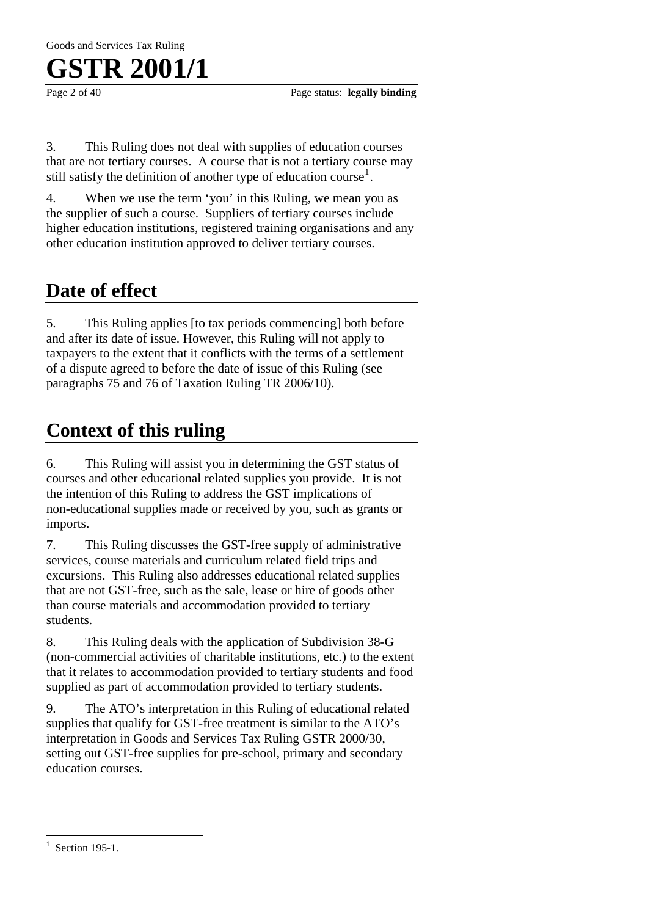3. This Ruling does not deal with supplies of education courses that are not tertiary courses. A course that is not a tertiary course may still satisfy the definition of another type of education course[1].

4. When we use the term 'you' in this Ruling, we mean you as the supplier of such a course. Suppliers of tertiary courses include higher education institutions, registered training organisations and any other education institution approved to deliver tertiary courses.

## Date of effect

5. This Ruling applies [to tax periods commencing] both before and after its date of issue. However, this Ruling will not apply to taxpayers to the extent that it conflicts with the terms of a settlement of a dispute agreed to before the date of issue of this Ruling (see paragraphs 75 and 76 of Taxation Ruling TR 2006/10).

## Context of this ruling

6. This Ruling will assist you in determining the GST status of courses and other educational related supplies you provide. It is not the intention of this Ruling to address the GST implications of non-educational supplies made or received by you, such as grants or imports.

7. This Ruling discusses the GST-free supply of administrative services, course materials and curriculum related field trips and excursions. This Ruling also addresses educational related supplies that are not GST-free, such as the sale, lease or hire of goods other than course materials and accommodation provided to tertiary students.

8. This Ruling deals with the application of Subdivision 38-G (non-commercial activities of charitable institutions, etc.) to the extent that it relates to accommodation provided to tertiary students and food supplied as part of accommodation provided to tertiary students.

9. The ATO's interpretation in this Ruling of educational related supplies that qualify for GST-free treatment is similar to the ATO's interpretation in Goods and Services Tax Ruling GSTR 2000/30, setting out GST-free supplies for pre-school, primary and secondary education courses.

---

[1] Section 195-1.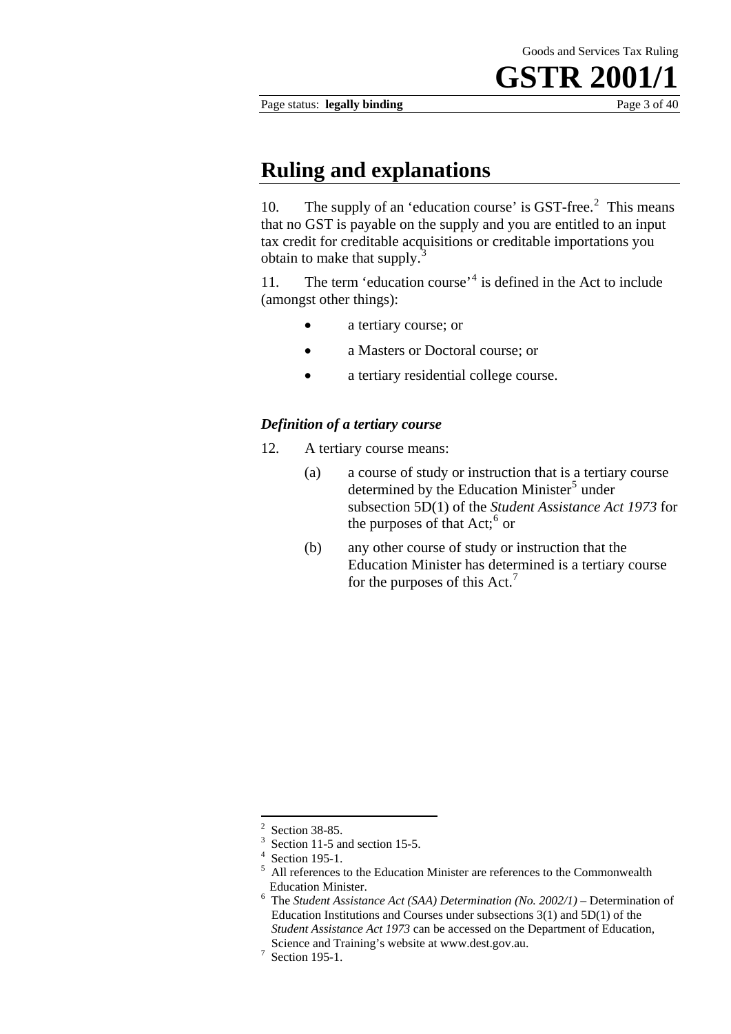## Ruling and explanations

10. The supply of an 'education course' is GST-free.[2] This means that no GST is payable on the supply and you are entitled to an input tax credit for creditable acquisitions or creditable importations you obtain to make that supply.[3]

11. The term 'education course'[4] is defined in the Act to include (amongst other things):

- a tertiary course; or
- a Masters or Doctoral course; or
- a tertiary residential college course.

### *Definition of a tertiary course*

12. A tertiary course means:

(a) a course of study or instruction that is a tertiary course determined by the Education Minister[5] under subsection 5D(1) of the *Student Assistance Act 1973* for the purposes of that Act;[6] or

(b) any other course of study or instruction that the Education Minister has determined is a tertiary course for the purposes of this Act.[7]

---

[2] Section 38-85.

[3] Section 11-5 and section 15-5.

[4] Section 195-1.

[5] All references to the Education Minister are references to the Commonwealth Education Minister.

[6] The *Student Assistance Act (SAA) Determination (No. 2002/1)* – Determination of Education Institutions and Courses under subsections 3(1) and 5D(1) of the *Student Assistance Act 1973* can be accessed on the Department of Education, Science and Training's website at www.dest.gov.au.

[7] Section 195-1.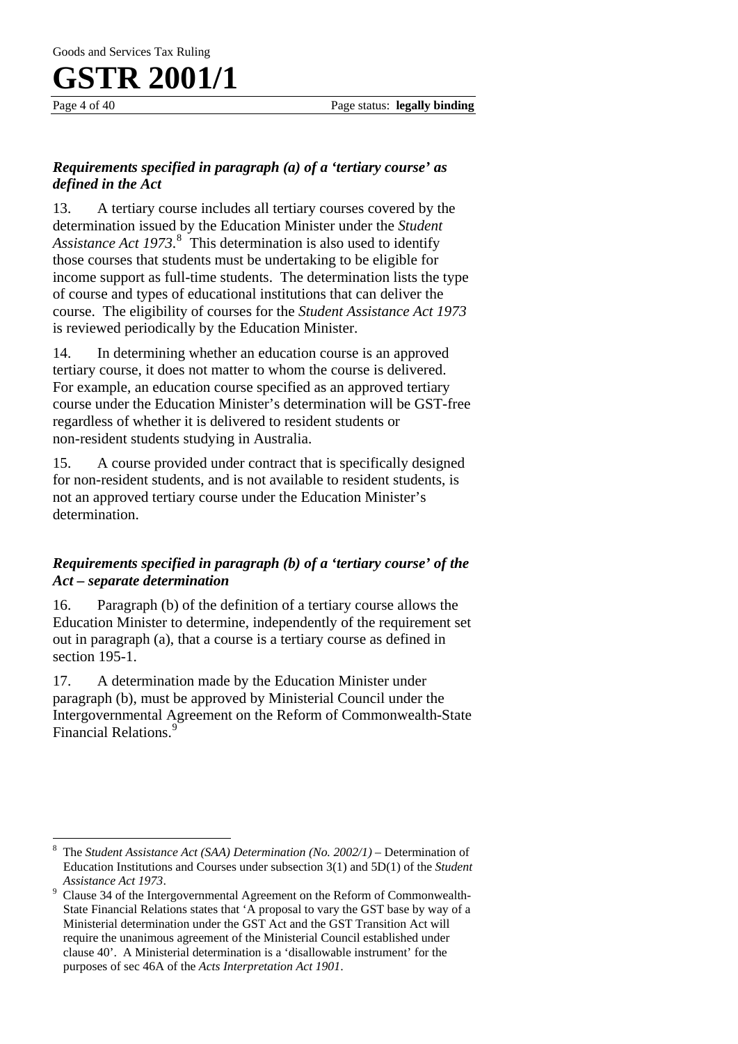### *Requirements specified in paragraph (a) of a 'tertiary course' as defined in the Act*

13. A tertiary course includes all tertiary courses covered by the determination issued by the Education Minister under the *Student Assistance Act 1973*.[8] This determination is also used to identify those courses that students must be undertaking to be eligible for income support as full-time students. The determination lists the type of course and types of educational institutions that can deliver the course. The eligibility of courses for the *Student Assistance Act 1973* is reviewed periodically by the Education Minister.

14. In determining whether an education course is an approved tertiary course, it does not matter to whom the course is delivered. For example, an education course specified as an approved tertiary course under the Education Minister's determination will be GST-free regardless of whether it is delivered to resident students or non-resident students studying in Australia.

15. A course provided under contract that is specifically designed for non-resident students, and is not available to resident students, is not an approved tertiary course under the Education Minister's determination.

### *Requirements specified in paragraph (b) of a 'tertiary course' of the Act – separate determination*

16. Paragraph (b) of the definition of a tertiary course allows the Education Minister to determine, independently of the requirement set out in paragraph (a), that a course is a tertiary course as defined in section 195-1.

17. A determination made by the Education Minister under paragraph (b), must be approved by Ministerial Council under the Intergovernmental Agreement on the Reform of Commonwealth-State Financial Relations.[9]

---

[8] The *Student Assistance Act (SAA) Determination (No. 2002/1)* – Determination of Education Institutions and Courses under subsection 3(1) and 5D(1) of the *Student Assistance Act 1973*.

[9] Clause 34 of the Intergovernmental Agreement on the Reform of Commonwealth-State Financial Relations states that 'A proposal to vary the GST base by way of a Ministerial determination under the GST Act and the GST Transition Act will require the unanimous agreement of the Ministerial Council established under clause 40'. A Ministerial determination is a 'disallowable instrument' for the purposes of sec 46A of the *Acts Interpretation Act 1901*.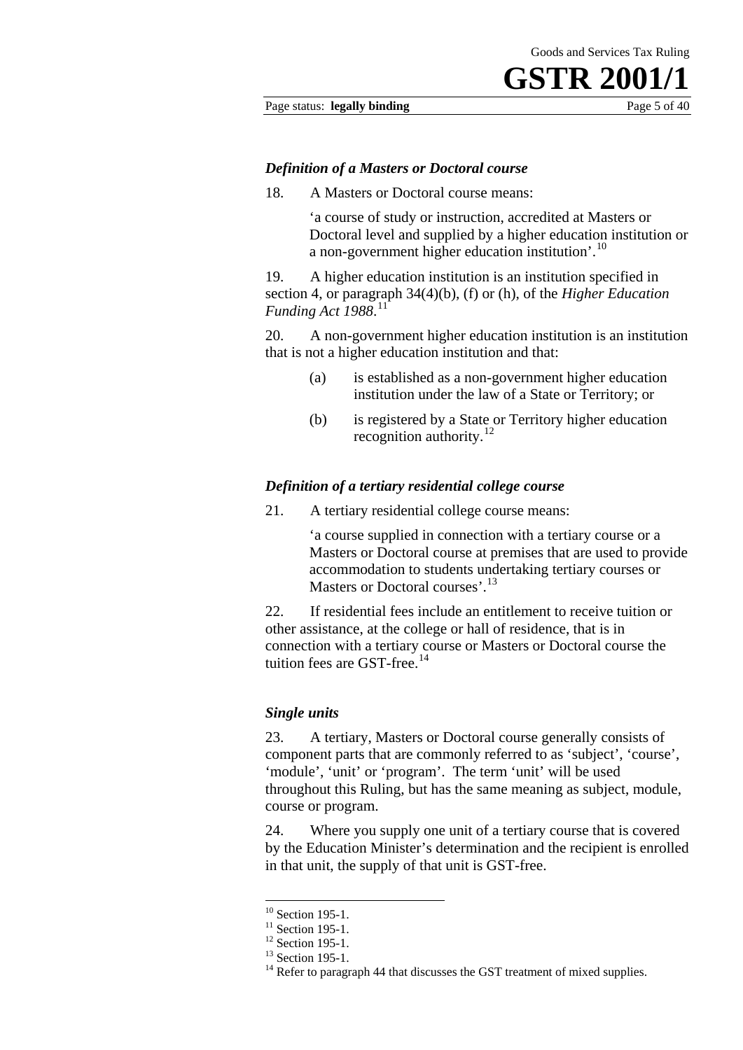### *Definition of a Masters or Doctoral course*

18. A Masters or Doctoral course means:

> 'a course of study or instruction, accredited at Masters or Doctoral level and supplied by a higher education institution or a non-government higher education institution'.[10]

19. A higher education institution is an institution specified in section 4, or paragraph 34(4)(b), (f) or (h), of the *Higher Education Funding Act 1988*.[11]

20. A non-government higher education institution is an institution that is not a higher education institution and that:

> (a) is established as a non-government higher education institution under the law of a State or Territory; or
>
> (b) is registered by a State or Territory higher education recognition authority.[12]

### *Definition of a tertiary residential college course*

21. A tertiary residential college course means:

> 'a course supplied in connection with a tertiary course or a Masters or Doctoral course at premises that are used to provide accommodation to students undertaking tertiary courses or Masters or Doctoral courses'.[13]

22. If residential fees include an entitlement to receive tuition or other assistance, at the college or hall of residence, that is in connection with a tertiary course or Masters or Doctoral course the tuition fees are GST-free.[14]

### *Single units*

23. A tertiary, Masters or Doctoral course generally consists of component parts that are commonly referred to as 'subject', 'course', 'module', 'unit' or 'program'. The term 'unit' will be used throughout this Ruling, but has the same meaning as subject, module, course or program.

24. Where you supply one unit of a tertiary course that is covered by the Education Minister's determination and the recipient is enrolled in that unit, the supply of that unit is GST-free.

---

[10] Section 195-1.
[11] Section 195-1.
[12] Section 195-1.
[13] Section 195-1.
[14] Refer to paragraph 44 that discusses the GST treatment of mixed supplies.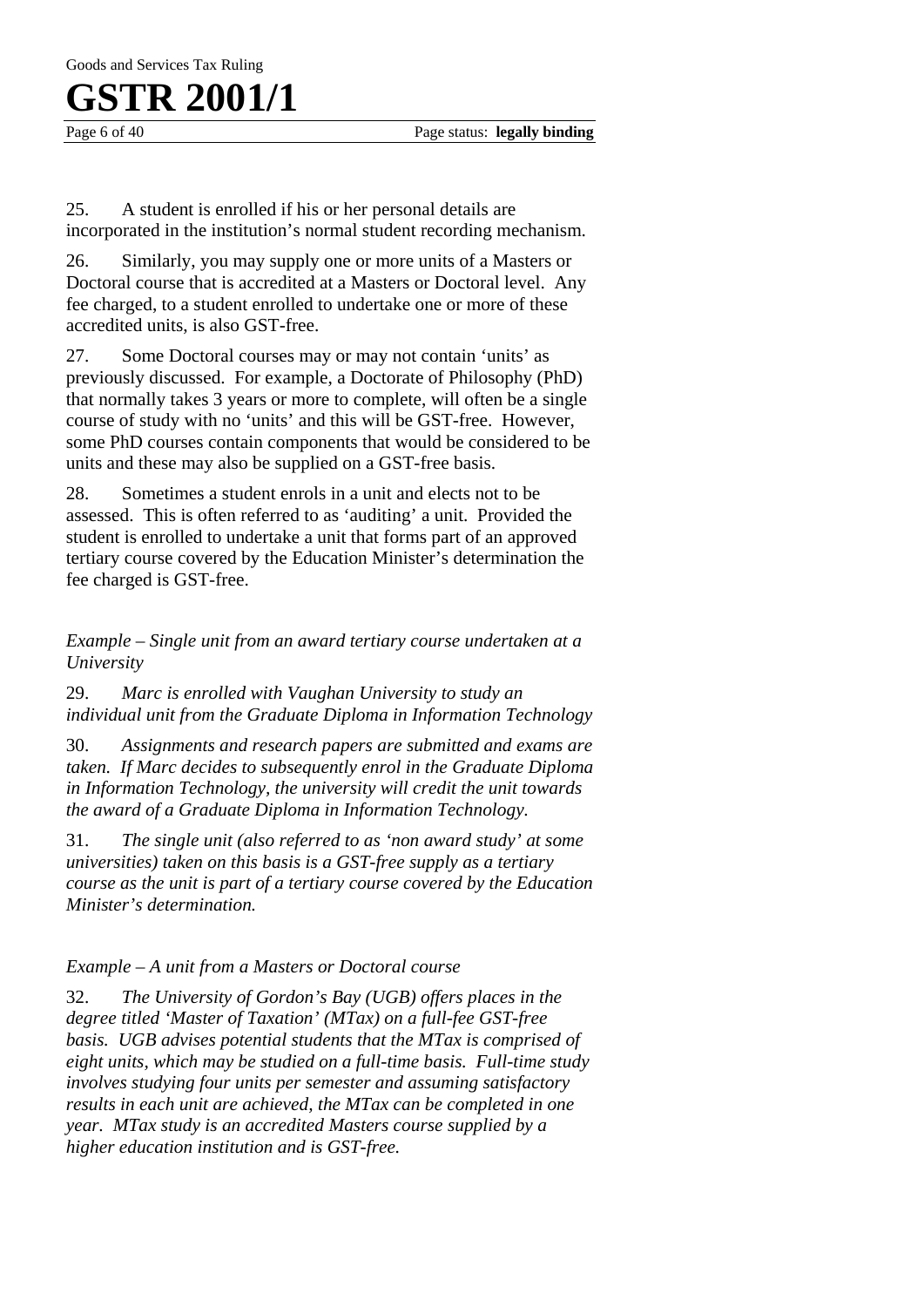25. A student is enrolled if his or her personal details are incorporated in the institution's normal student recording mechanism.

26. Similarly, you may supply one or more units of a Masters or Doctoral course that is accredited at a Masters or Doctoral level. Any fee charged, to a student enrolled to undertake one or more of these accredited units, is also GST-free.

27. Some Doctoral courses may or may not contain 'units' as previously discussed. For example, a Doctorate of Philosophy (PhD) that normally takes 3 years or more to complete, will often be a single course of study with no 'units' and this will be GST-free. However, some PhD courses contain components that would be considered to be units and these may also be supplied on a GST-free basis.

28. Sometimes a student enrols in a unit and elects not to be assessed. This is often referred to as 'auditing' a unit. Provided the student is enrolled to undertake a unit that forms part of an approved tertiary course covered by the Education Minister's determination the fee charged is GST-free.

*Example – Single unit from an award tertiary course undertaken at a University*

29. *Marc is enrolled with Vaughan University to study an individual unit from the Graduate Diploma in Information Technology*

30. *Assignments and research papers are submitted and exams are taken. If Marc decides to subsequently enrol in the Graduate Diploma in Information Technology, the university will credit the unit towards the award of a Graduate Diploma in Information Technology.*

31. *The single unit (also referred to as 'non award study' at some universities) taken on this basis is a GST-free supply as a tertiary course as the unit is part of a tertiary course covered by the Education Minister's determination.*

*Example – A unit from a Masters or Doctoral course*

32. *The University of Gordon's Bay (UGB) offers places in the degree titled 'Master of Taxation' (MTax) on a full-fee GST-free basis. UGB advises potential students that the MTax is comprised of eight units, which may be studied on a full-time basis. Full-time study involves studying four units per semester and assuming satisfactory results in each unit are achieved, the MTax can be completed in one year. MTax study is an accredited Masters course supplied by a higher education institution and is GST-free.*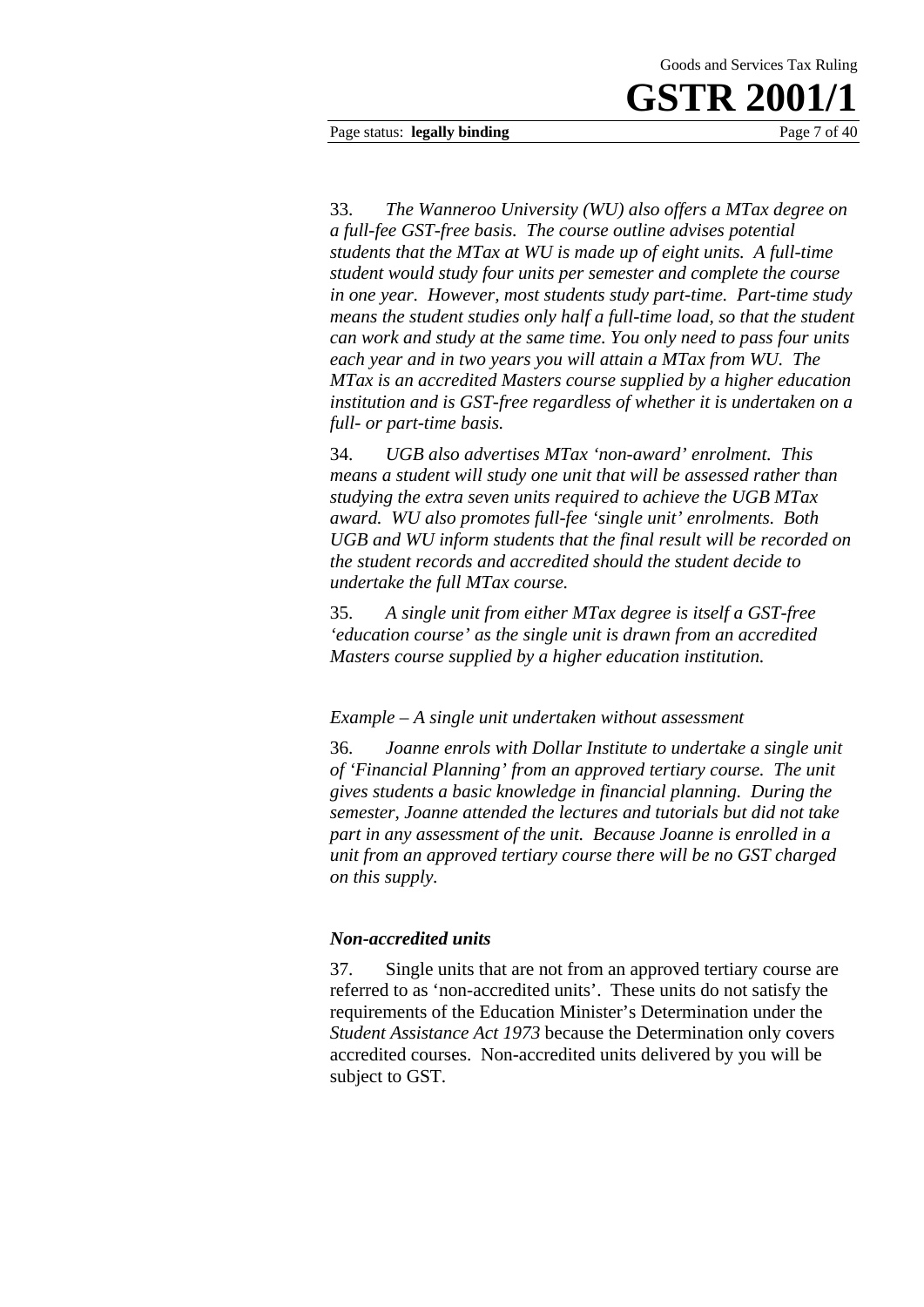33. *The Wanneroo University (WU) also offers a MTax degree on a full-fee GST-free basis. The course outline advises potential students that the MTax at WU is made up of eight units. A full-time student would study four units per semester and complete the course in one year. However, most students study part-time. Part-time study means the student studies only half a full-time load, so that the student can work and study at the same time. You only need to pass four units each year and in two years you will attain a MTax from WU. The MTax is an accredited Masters course supplied by a higher education institution and is GST-free regardless of whether it is undertaken on a full- or part-time basis.*

34. *UGB also advertises MTax 'non-award' enrolment. This means a student will study one unit that will be assessed rather than studying the extra seven units required to achieve the UGB MTax award. WU also promotes full-fee 'single unit' enrolments. Both UGB and WU inform students that the final result will be recorded on the student records and accredited should the student decide to undertake the full MTax course.*

35. *A single unit from either MTax degree is itself a GST-free 'education course' as the single unit is drawn from an accredited Masters course supplied by a higher education institution.*

*Example – A single unit undertaken without assessment*

36. *Joanne enrols with Dollar Institute to undertake a single unit of 'Financial Planning' from an approved tertiary course. The unit gives students a basic knowledge in financial planning. During the semester, Joanne attended the lectures and tutorials but did not take part in any assessment of the unit. Because Joanne is enrolled in a unit from an approved tertiary course there will be no GST charged on this supply.*

### *Non-accredited units*

37. Single units that are not from an approved tertiary course are referred to as 'non-accredited units'. These units do not satisfy the requirements of the Education Minister's Determination under the *Student Assistance Act 1973* because the Determination only covers accredited courses. Non-accredited units delivered by you will be subject to GST.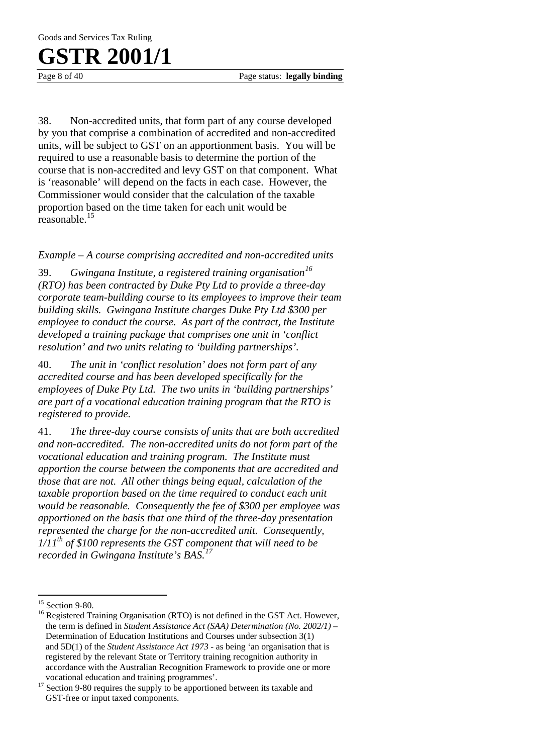38. Non-accredited units, that form part of any course developed by you that comprise a combination of accredited and non-accredited units, will be subject to GST on an apportionment basis. You will be required to use a reasonable basis to determine the portion of the course that is non-accredited and levy GST on that component. What is 'reasonable' will depend on the facts in each case. However, the Commissioner would consider that the calculation of the taxable proportion based on the time taken for each unit would be reasonable.[15]

*Example – A course comprising accredited and non-accredited units*

39. *Gwingana Institute, a registered training organisation[16] (RTO) has been contracted by Duke Pty Ltd to provide a three-day corporate team-building course to its employees to improve their team building skills. Gwingana Institute charges Duke Pty Ltd $300 per employee to conduct the course. As part of the contract, the Institute developed a training package that comprises one unit in 'conflict resolution' and two units relating to 'building partnerships'.*

40. *The unit in 'conflict resolution' does not form part of any accredited course and has been developed specifically for the employees of Duke Pty Ltd. The two units in 'building partnerships' are part of a vocational education training program that the RTO is registered to provide.*

41. *The three-day course consists of units that are both accredited and non-accredited. The non-accredited units do not form part of the vocational education and training program. The Institute must apportion the course between the components that are accredited and those that are not. All other things being equal, calculation of the taxable proportion based on the time required to conduct each unit would be reasonable. Consequently the fee of $300 per employee was apportioned on the basis that one third of the three-day presentation represented the charge for the non-accredited unit. Consequently, 1/11th of $100 represents the GST component that will need to be recorded in Gwingana Institute's BAS.[17]*

---

[15] Section 9-80.

[16] Registered Training Organisation (RTO) is not defined in the GST Act. However, the term is defined in *Student Assistance Act (SAA) Determination (No. 2002/1)* – Determination of Education Institutions and Courses under subsection 3(1) and 5D(1) of the *Student Assistance Act 1973* - as being 'an organisation that is registered by the relevant State or Territory training recognition authority in accordance with the Australian Recognition Framework to provide one or more vocational education and training programmes'.

[17] Section 9-80 requires the supply to be apportioned between its taxable and GST-free or input taxed components.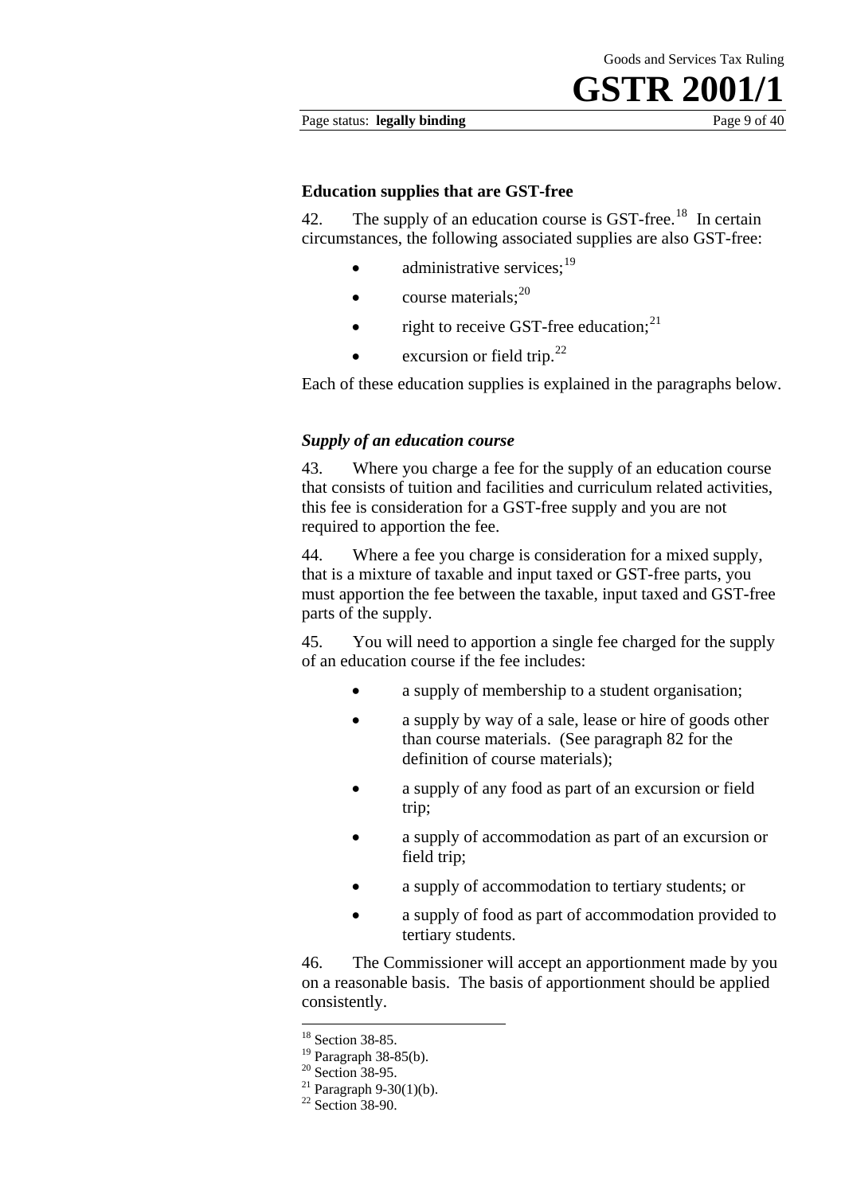### Education supplies that are GST-free

42. The supply of an education course is GST-free.[18] In certain circumstances, the following associated supplies are also GST-free:

- administrative services;[19]
- course materials;[20]
- right to receive GST-free education;[21]
- excursion or field trip.[22]

Each of these education supplies is explained in the paragraphs below.

#### *Supply of an education course*

43. Where you charge a fee for the supply of an education course that consists of tuition and facilities and curriculum related activities, this fee is consideration for a GST-free supply and you are not required to apportion the fee.

44. Where a fee you charge is consideration for a mixed supply, that is a mixture of taxable and input taxed or GST-free parts, you must apportion the fee between the taxable, input taxed and GST-free parts of the supply.

45. You will need to apportion a single fee charged for the supply of an education course if the fee includes:

- a supply of membership to a student organisation;
- a supply by way of a sale, lease or hire of goods other than course materials. (See paragraph 82 for the definition of course materials);
- a supply of any food as part of an excursion or field trip;
- a supply of accommodation as part of an excursion or field trip;
- a supply of accommodation to tertiary students; or
- a supply of food as part of accommodation provided to tertiary students.

46. The Commissioner will accept an apportionment made by you on a reasonable basis. The basis of apportionment should be applied consistently.

---

[18] Section 38-85.
[19] Paragraph 38-85(b).
[20] Section 38-95.
[21] Paragraph 9-30(1)(b).
[22] Section 38-90.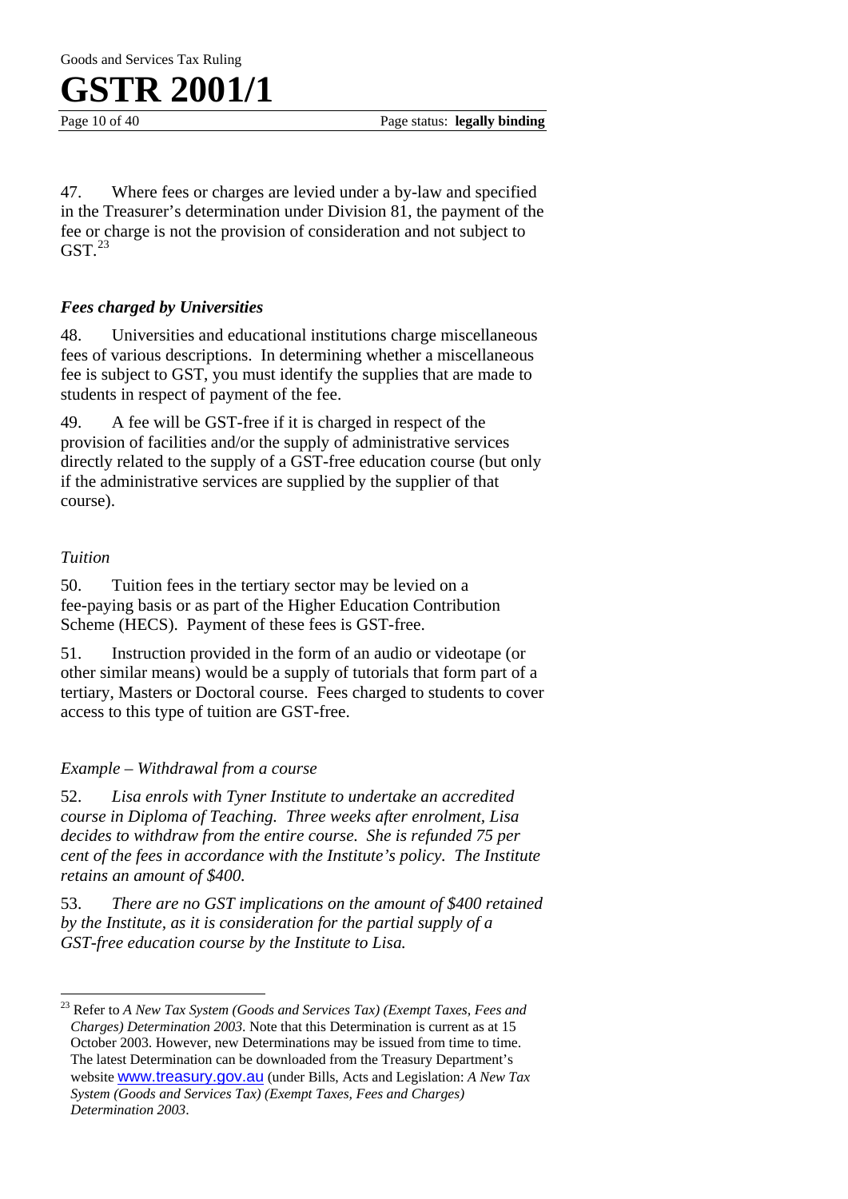47. Where fees or charges are levied under a by-law and specified in the Treasurer's determination under Division 81, the payment of the fee or charge is not the provision of consideration and not subject to GST.[23]

### *Fees charged by Universities*

48. Universities and educational institutions charge miscellaneous fees of various descriptions. In determining whether a miscellaneous fee is subject to GST, you must identify the supplies that are made to students in respect of payment of the fee.

49. A fee will be GST-free if it is charged in respect of the provision of facilities and/or the supply of administrative services directly related to the supply of a GST-free education course (but only if the administrative services are supplied by the supplier of that course).

#### *Tuition*

50. Tuition fees in the tertiary sector may be levied on a fee-paying basis or as part of the Higher Education Contribution Scheme (HECS). Payment of these fees is GST-free.

51. Instruction provided in the form of an audio or videotape (or other similar means) would be a supply of tutorials that form part of a tertiary, Masters or Doctoral course. Fees charged to students to cover access to this type of tuition are GST-free.

#### *Example – Withdrawal from a course*

52. *Lisa enrols with Tyner Institute to undertake an accredited course in Diploma of Teaching. Three weeks after enrolment, Lisa decides to withdraw from the entire course. She is refunded 75 per cent of the fees in accordance with the Institute's policy. The Institute retains an amount of $400.*

53. *There are no GST implications on the amount of $400 retained by the Institute, as it is consideration for the partial supply of a GST-free education course by the Institute to Lisa.*

---

[23] Refer to *A New Tax System (Goods and Services Tax) (Exempt Taxes, Fees and Charges) Determination 2003*. Note that this Determination is current as at 15 October 2003. However, new Determinations may be issued from time to time. The latest Determination can be downloaded from the Treasury Department's website www.treasury.gov.au (under Bills, Acts and Legislation: *A New Tax System (Goods and Services Tax) (Exempt Taxes, Fees and Charges) Determination 2003*.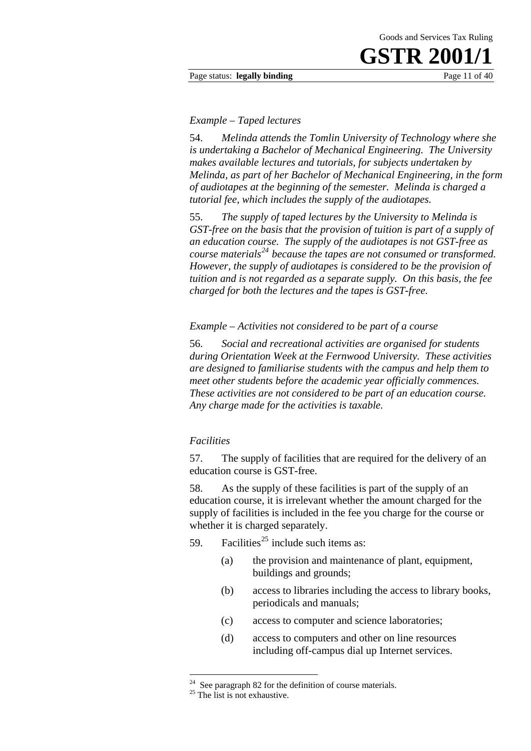*Example – Taped lectures*

54. *Melinda attends the Tomlin University of Technology where she is undertaking a Bachelor of Mechanical Engineering. The University makes available lectures and tutorials, for subjects undertaken by Melinda, as part of her Bachelor of Mechanical Engineering, in the form of audiotapes at the beginning of the semester. Melinda is charged a tutorial fee, which includes the supply of the audiotapes.*

55. *The supply of taped lectures by the University to Melinda is GST-free on the basis that the provision of tuition is part of a supply of an education course. The supply of the audiotapes is not GST-free as course materials[24] because the tapes are not consumed or transformed. However, the supply of audiotapes is considered to be the provision of tuition and is not regarded as a separate supply. On this basis, the fee charged for both the lectures and the tapes is GST-free.*

*Example – Activities not considered to be part of a course*

56. *Social and recreational activities are organised for students during Orientation Week at the Fernwood University. These activities are designed to familiarise students with the campus and help them to meet other students before the academic year officially commences. These activities are not considered to be part of an education course. Any charge made for the activities is taxable.*

*Facilities*

57. The supply of facilities that are required for the delivery of an education course is GST-free.

58. As the supply of these facilities is part of the supply of an education course, it is irrelevant whether the amount charged for the supply of facilities is included in the fee you charge for the course or whether it is charged separately.

59. Facilities[25] include such items as:

- (a) the provision and maintenance of plant, equipment, buildings and grounds;
- (b) access to libraries including the access to library books, periodicals and manuals;
- (c) access to computer and science laboratories;
- (d) access to computers and other on line resources including off-campus dial up Internet services.

---

[24] See paragraph 82 for the definition of course materials.

[25] The list is not exhaustive.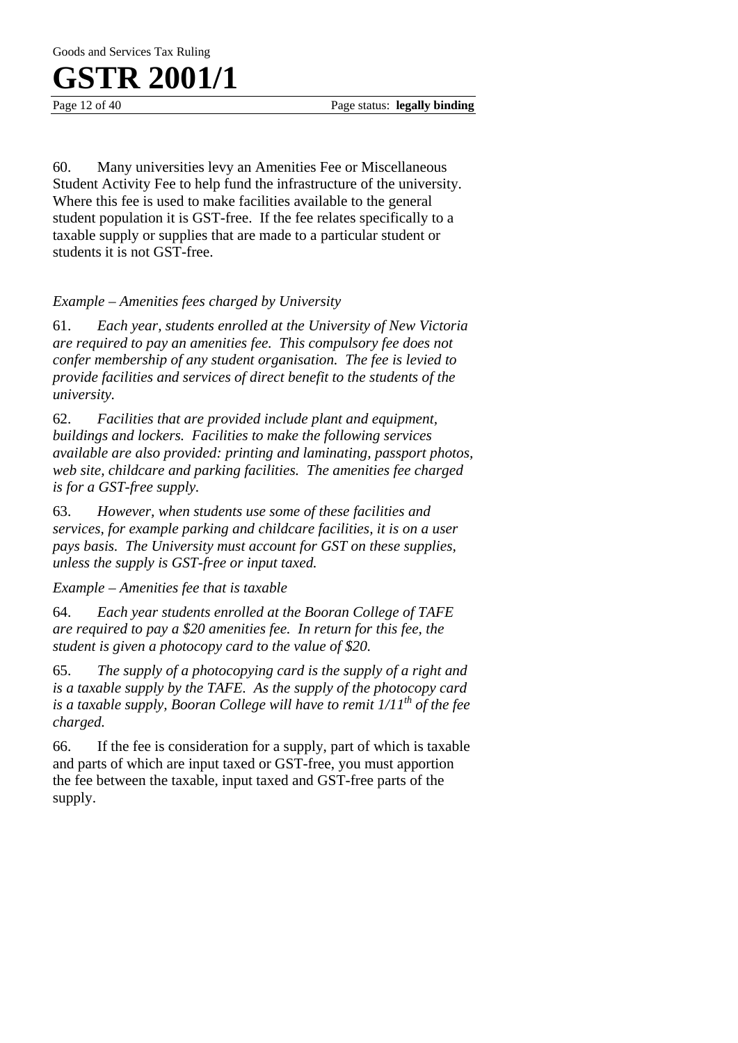60. Many universities levy an Amenities Fee or Miscellaneous Student Activity Fee to help fund the infrastructure of the university. Where this fee is used to make facilities available to the general student population it is GST-free. If the fee relates specifically to a taxable supply or supplies that are made to a particular student or students it is not GST-free.

*Example – Amenities fees charged by University*

61. *Each year, students enrolled at the University of New Victoria are required to pay an amenities fee. This compulsory fee does not confer membership of any student organisation. The fee is levied to provide facilities and services of direct benefit to the students of the university.*

62. *Facilities that are provided include plant and equipment, buildings and lockers. Facilities to make the following services available are also provided: printing and laminating, passport photos, web site, childcare and parking facilities. The amenities fee charged is for a GST-free supply.*

63. *However, when students use some of these facilities and services, for example parking and childcare facilities, it is on a user pays basis. The University must account for GST on these supplies, unless the supply is GST-free or input taxed.*

*Example – Amenities fee that is taxable*

64. *Each year students enrolled at the Booran College of TAFE are required to pay a $20 amenities fee. In return for this fee, the student is given a photocopy card to the value of $20.*

65. *The supply of a photocopying card is the supply of a right and is a taxable supply by the TAFE. As the supply of the photocopy card is a taxable supply, Booran College will have to remit 1/11th of the fee charged.*

66. If the fee is consideration for a supply, part of which is taxable and parts of which are input taxed or GST-free, you must apportion the fee between the taxable, input taxed and GST-free parts of the supply.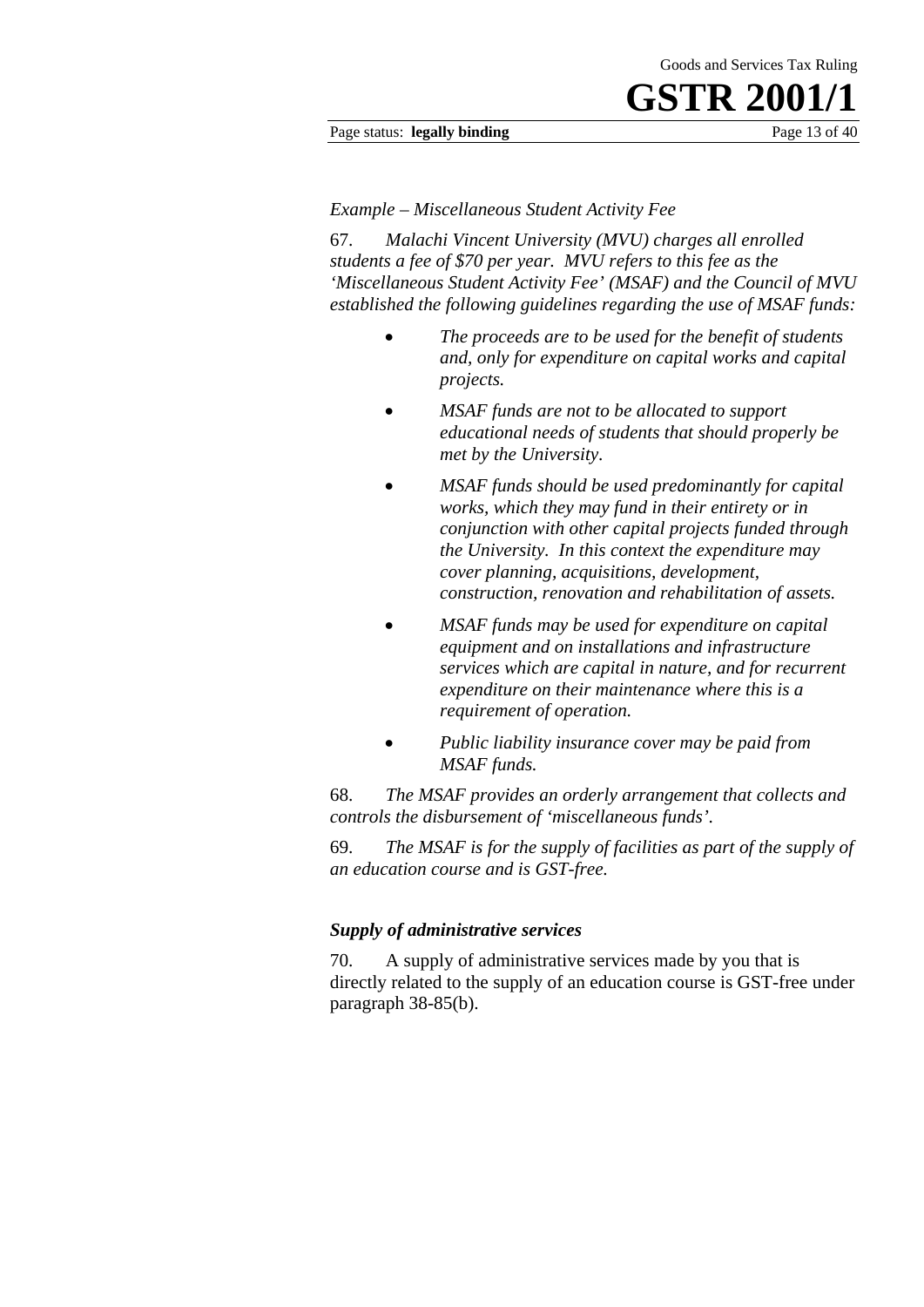*Example – Miscellaneous Student Activity Fee*

67. *Malachi Vincent University (MVU) charges all enrolled students a fee of $70 per year. MVU refers to this fee as the 'Miscellaneous Student Activity Fee' (MSAF) and the Council of MVU established the following guidelines regarding the use of MSAF funds:*

- *The proceeds are to be used for the benefit of students and, only for expenditure on capital works and capital projects.*
- *MSAF funds are not to be allocated to support educational needs of students that should properly be met by the University.*
- *MSAF funds should be used predominantly for capital works, which they may fund in their entirety or in conjunction with other capital projects funded through the University. In this context the expenditure may cover planning, acquisitions, development, construction, renovation and rehabilitation of assets.*
- *MSAF funds may be used for expenditure on capital equipment and on installations and infrastructure services which are capital in nature, and for recurrent expenditure on their maintenance where this is a requirement of operation.*
- *Public liability insurance cover may be paid from MSAF funds.*

68. *The MSAF provides an orderly arrangement that collects and controls the disbursement of 'miscellaneous funds'.*

69. *The MSAF is for the supply of facilities as part of the supply of an education course and is GST-free.*

### *Supply of administrative services*

70. A supply of administrative services made by you that is directly related to the supply of an education course is GST-free under paragraph 38-85(b).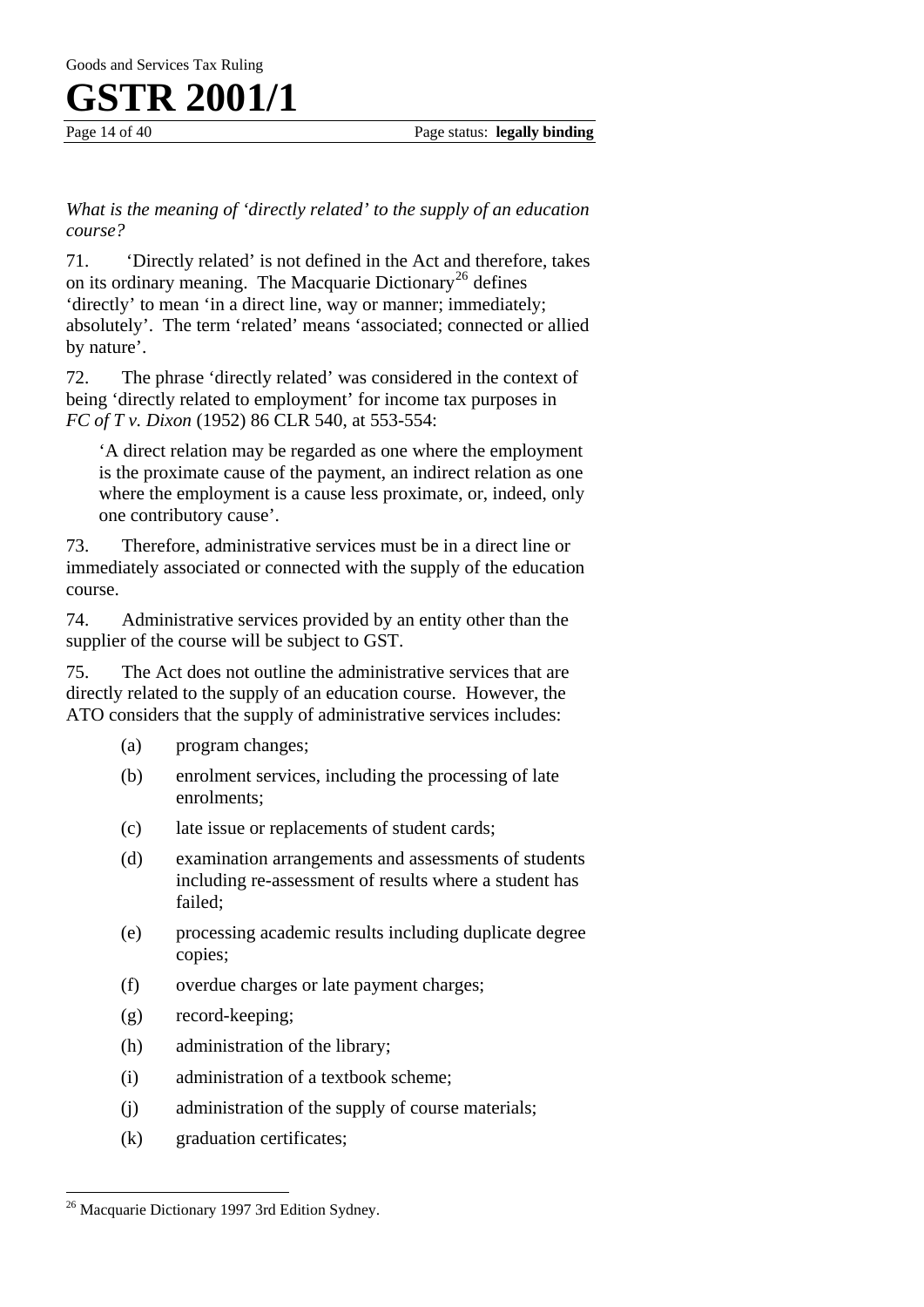*What is the meaning of 'directly related' to the supply of an education course?*

71. 'Directly related' is not defined in the Act and therefore, takes on its ordinary meaning. The Macquarie Dictionary[26] defines 'directly' to mean 'in a direct line, way or manner; immediately; absolutely'. The term 'related' means 'associated; connected or allied by nature'.

72. The phrase 'directly related' was considered in the context of being 'directly related to employment' for income tax purposes in *FC of T v. Dixon* (1952) 86 CLR 540, at 553-554:

> 'A direct relation may be regarded as one where the employment is the proximate cause of the payment, an indirect relation as one where the employment is a cause less proximate, or, indeed, only one contributory cause'.

73. Therefore, administrative services must be in a direct line or immediately associated or connected with the supply of the education course.

74. Administrative services provided by an entity other than the supplier of the course will be subject to GST.

75. The Act does not outline the administrative services that are directly related to the supply of an education course. However, the ATO considers that the supply of administrative services includes:

- (a) program changes;
- (b) enrolment services, including the processing of late enrolments;
- (c) late issue or replacements of student cards;
- (d) examination arrangements and assessments of students including re-assessment of results where a student has failed;
- (e) processing academic results including duplicate degree copies;
- (f) overdue charges or late payment charges;
- (g) record-keeping;
- (h) administration of the library;
- (i) administration of a textbook scheme;
- (j) administration of the supply of course materials;
- (k) graduation certificates;

---

[26] Macquarie Dictionary 1997 3rd Edition Sydney.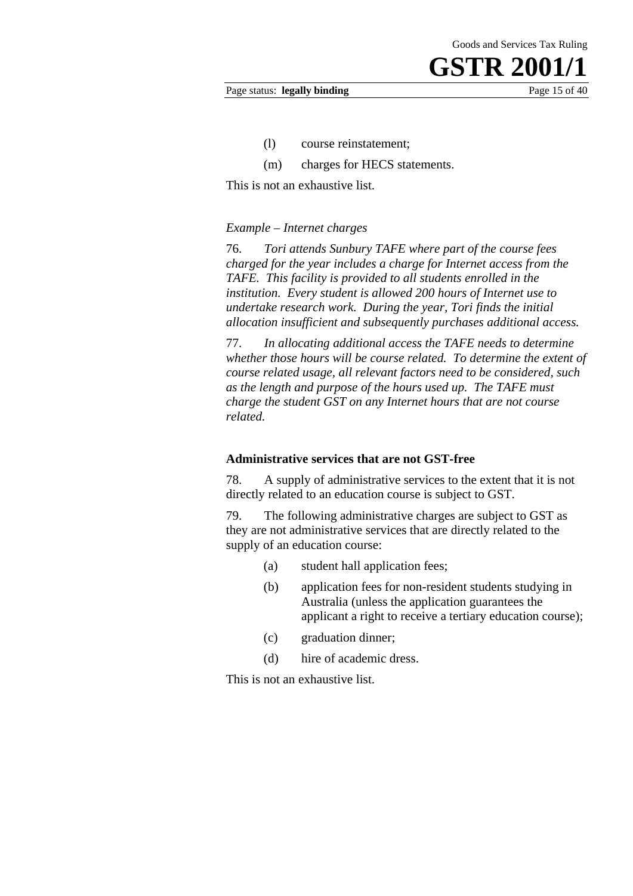(l) course reinstatement;

(m) charges for HECS statements.

This is not an exhaustive list.

*Example – Internet charges*

76. *Tori attends Sunbury TAFE where part of the course fees charged for the year includes a charge for Internet access from the TAFE. This facility is provided to all students enrolled in the institution. Every student is allowed 200 hours of Internet use to undertake research work. During the year, Tori finds the initial allocation insufficient and subsequently purchases additional access.*

77. *In allocating additional access the TAFE needs to determine whether those hours will be course related. To determine the extent of course related usage, all relevant factors need to be considered, such as the length and purpose of the hours used up. The TAFE must charge the student GST on any Internet hours that are not course related.*

**Administrative services that are not GST-free**

78. A supply of administrative services to the extent that it is not directly related to an education course is subject to GST.

79. The following administrative charges are subject to GST as they are not administrative services that are directly related to the supply of an education course:

(a) student hall application fees;

(b) application fees for non-resident students studying in Australia (unless the application guarantees the applicant a right to receive a tertiary education course);

(c) graduation dinner;

(d) hire of academic dress.

This is not an exhaustive list.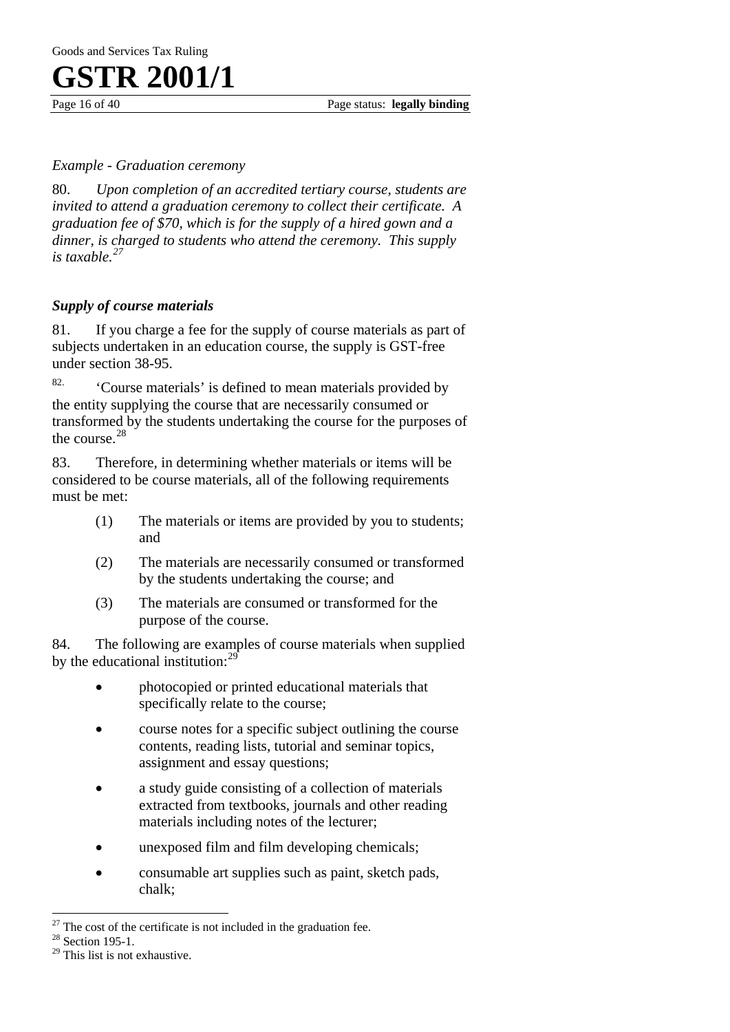*Example - Graduation ceremony*

80. *Upon completion of an accredited tertiary course, students are invited to attend a graduation ceremony to collect their certificate. A graduation fee of $70, which is for the supply of a hired gown and a dinner, is charged to students who attend the ceremony. This supply is taxable.*[27]

### *Supply of course materials*

81. If you charge a fee for the supply of course materials as part of subjects undertaken in an education course, the supply is GST-free under section 38-95.

82. 'Course materials' is defined to mean materials provided by the entity supplying the course that are necessarily consumed or transformed by the students undertaking the course for the purposes of the course.[28]

83. Therefore, in determining whether materials or items will be considered to be course materials, all of the following requirements must be met:

(1) The materials or items are provided by you to students; and

(2) The materials are necessarily consumed or transformed by the students undertaking the course; and

(3) The materials are consumed or transformed for the purpose of the course.

84. The following are examples of course materials when supplied by the educational institution:[29]

- photocopied or printed educational materials that specifically relate to the course;
- course notes for a specific subject outlining the course contents, reading lists, tutorial and seminar topics, assignment and essay questions;
- a study guide consisting of a collection of materials extracted from textbooks, journals and other reading materials including notes of the lecturer;
- unexposed film and film developing chemicals;
- consumable art supplies such as paint, sketch pads, chalk;

---

[27] The cost of the certificate is not included in the graduation fee.

[28] Section 195-1.

[29] This list is not exhaustive.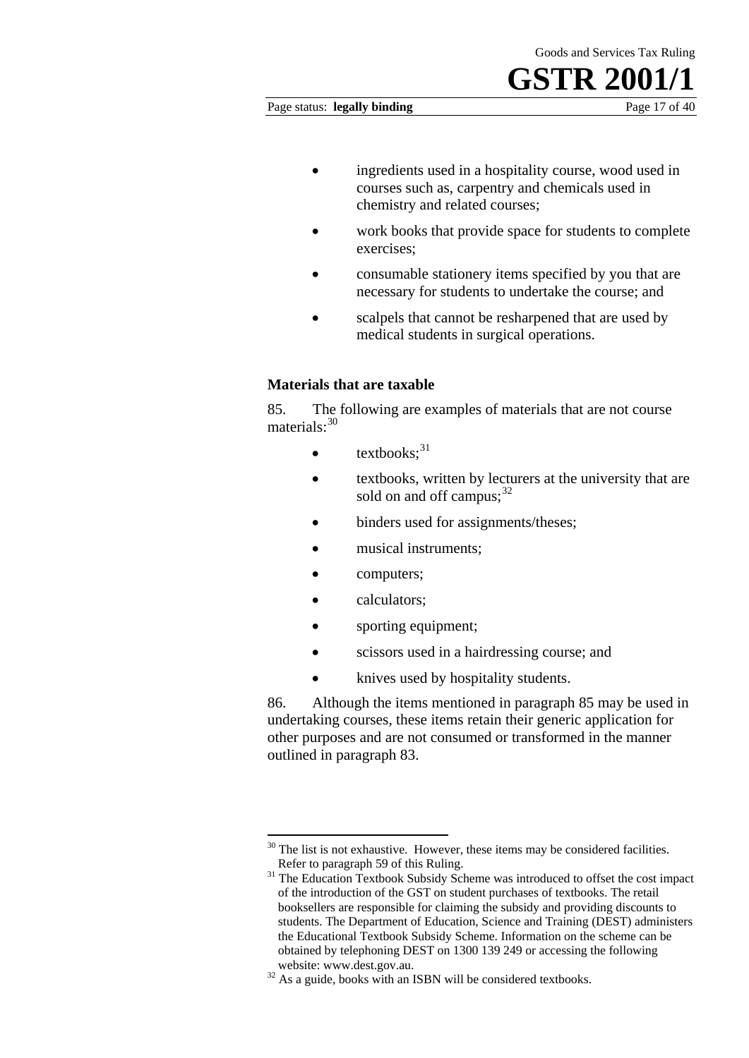- ingredients used in a hospitality course, wood used in courses such as, carpentry and chemicals used in chemistry and related courses;
- work books that provide space for students to complete exercises;
- consumable stationery items specified by you that are necessary for students to undertake the course; and
- scalpels that cannot be resharpened that are used by medical students in surgical operations.

### Materials that are taxable

85. The following are examples of materials that are not course materials:[30]

- textbooks;[31]
- textbooks, written by lecturers at the university that are sold on and off campus;[32]
- binders used for assignments/theses;
- musical instruments;
- computers;
- calculators;
- sporting equipment;
- scissors used in a hairdressing course; and
- knives used by hospitality students.

86. Although the items mentioned in paragraph 85 may be used in undertaking courses, these items retain their generic application for other purposes and are not consumed or transformed in the manner outlined in paragraph 83.

---

[30] The list is not exhaustive. However, these items may be considered facilities. Refer to paragraph 59 of this Ruling.

[31] The Education Textbook Subsidy Scheme was introduced to offset the cost impact of the introduction of the GST on student purchases of textbooks. The retail booksellers are responsible for claiming the subsidy and providing discounts to students. The Department of Education, Science and Training (DEST) administers the Educational Textbook Subsidy Scheme. Information on the scheme can be obtained by telephoning DEST on 1300 139 249 or accessing the following website: www.dest.gov.au.

[32] As a guide, books with an ISBN will be considered textbooks.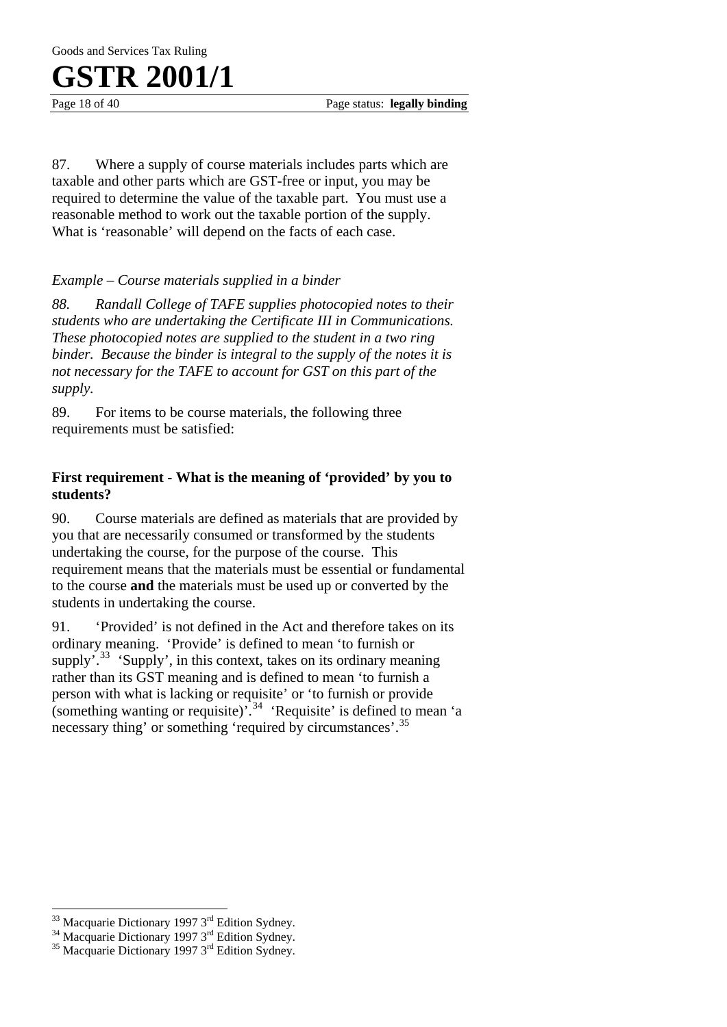87. Where a supply of course materials includes parts which are taxable and other parts which are GST-free or input, you may be required to determine the value of the taxable part. You must use a reasonable method to work out the taxable portion of the supply. What is 'reasonable' will depend on the facts of each case.

*Example – Course materials supplied in a binder*

*88. Randall College of TAFE supplies photocopied notes to their students who are undertaking the Certificate III in Communications. These photocopied notes are supplied to the student in a two ring binder. Because the binder is integral to the supply of the notes it is not necessary for the TAFE to account for GST on this part of the supply.*

89. For items to be course materials, the following three requirements must be satisfied:

**First requirement - What is the meaning of 'provided' by you to students?**

90. Course materials are defined as materials that are provided by you that are necessarily consumed or transformed by the students undertaking the course, for the purpose of the course. This requirement means that the materials must be essential or fundamental to the course **and** the materials must be used up or converted by the students in undertaking the course.

91. 'Provided' is not defined in the Act and therefore takes on its ordinary meaning. 'Provide' is defined to mean 'to furnish or supply'.[33] 'Supply', in this context, takes on its ordinary meaning rather than its GST meaning and is defined to mean 'to furnish a person with what is lacking or requisite' or 'to furnish or provide (something wanting or requisite)'.[34] 'Requisite' is defined to mean 'a necessary thing' or something 'required by circumstances'.[35]

---

[33] Macquarie Dictionary 1997 3rd Edition Sydney.
[34] Macquarie Dictionary 1997 3rd Edition Sydney.
[35] Macquarie Dictionary 1997 3rd Edition Sydney.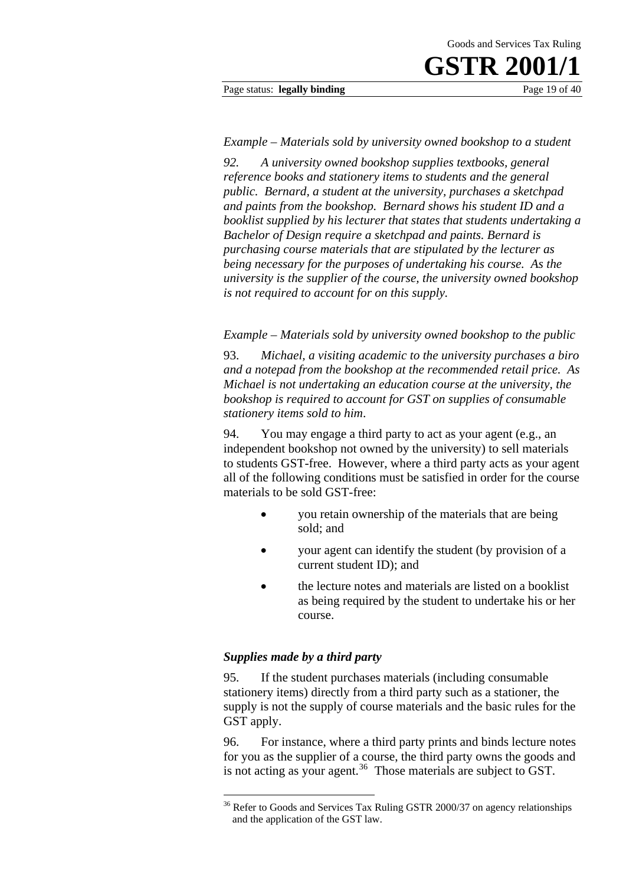*Example – Materials sold by university owned bookshop to a student*

*92. A university owned bookshop supplies textbooks, general reference books and stationery items to students and the general public. Bernard, a student at the university, purchases a sketchpad and paints from the bookshop. Bernard shows his student ID and a booklist supplied by his lecturer that states that students undertaking a Bachelor of Design require a sketchpad and paints. Bernard is purchasing course materials that are stipulated by the lecturer as being necessary for the purposes of undertaking his course. As the university is the supplier of the course, the university owned bookshop is not required to account for on this supply.*

*Example – Materials sold by university owned bookshop to the public*

93. *Michael, a visiting academic to the university purchases a biro and a notepad from the bookshop at the recommended retail price. As Michael is not undertaking an education course at the university, the bookshop is required to account for GST on supplies of consumable stationery items sold to him*.

94. You may engage a third party to act as your agent (e.g., an independent bookshop not owned by the university) to sell materials to students GST-free. However, where a third party acts as your agent all of the following conditions must be satisfied in order for the course materials to be sold GST-free:

- you retain ownership of the materials that are being sold; and
- your agent can identify the student (by provision of a current student ID); and
- the lecture notes and materials are listed on a booklist as being required by the student to undertake his or her course.

***Supplies made by a third party***

95. If the student purchases materials (including consumable stationery items) directly from a third party such as a stationer, the supply is not the supply of course materials and the basic rules for the GST apply.

96. For instance, where a third party prints and binds lecture notes for you as the supplier of a course, the third party owns the goods and is not acting as your agent.[36] Those materials are subject to GST.

[36] Refer to Goods and Services Tax Ruling GSTR 2000/37 on agency relationships and the application of the GST law.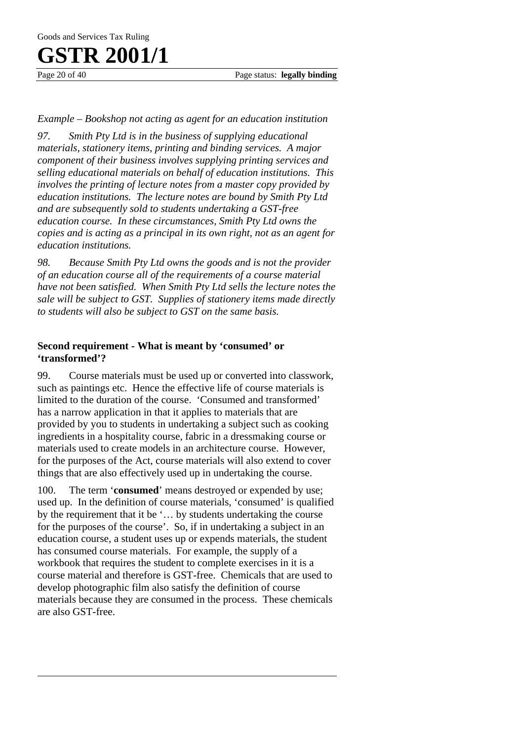*Example – Bookshop not acting as agent for an education institution*

*97. Smith Pty Ltd is in the business of supplying educational materials, stationery items, printing and binding services. A major component of their business involves supplying printing services and selling educational materials on behalf of education institutions. This involves the printing of lecture notes from a master copy provided by education institutions. The lecture notes are bound by Smith Pty Ltd and are subsequently sold to students undertaking a GST-free education course. In these circumstances, Smith Pty Ltd owns the copies and is acting as a principal in its own right, not as an agent for education institutions.*

*98. Because Smith Pty Ltd owns the goods and is not the provider of an education course all of the requirements of a course material have not been satisfied. When Smith Pty Ltd sells the lecture notes the sale will be subject to GST. Supplies of stationery items made directly to students will also be subject to GST on the same basis.*

**Second requirement - What is meant by 'consumed' or 'transformed'?**

99. Course materials must be used up or converted into classwork, such as paintings etc. Hence the effective life of course materials is limited to the duration of the course. 'Consumed and transformed' has a narrow application in that it applies to materials that are provided by you to students in undertaking a subject such as cooking ingredients in a hospitality course, fabric in a dressmaking course or materials used to create models in an architecture course. However, for the purposes of the Act, course materials will also extend to cover things that are also effectively used up in undertaking the course.

100. The term '**consumed**' means destroyed or expended by use; used up. In the definition of course materials, 'consumed' is qualified by the requirement that it be '… by students undertaking the course for the purposes of the course'. So, if in undertaking a subject in an education course, a student uses up or expends materials, the student has consumed course materials. For example, the supply of a workbook that requires the student to complete exercises in it is a course material and therefore is GST-free. Chemicals that are used to develop photographic film also satisfy the definition of course materials because they are consumed in the process. These chemicals are also GST-free.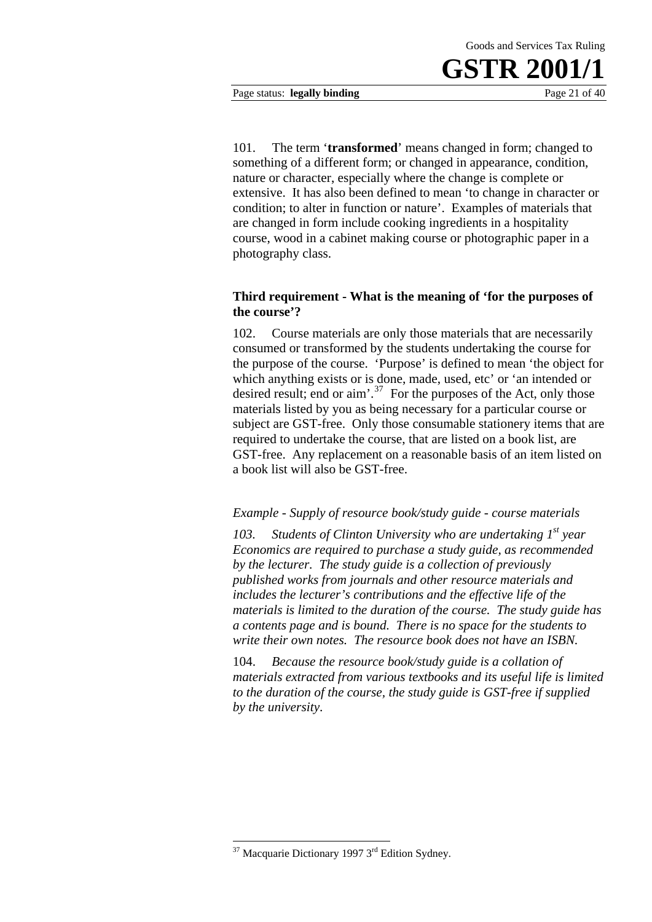101. The term '**transformed**' means changed in form; changed to something of a different form; or changed in appearance, condition, nature or character, especially where the change is complete or extensive. It has also been defined to mean 'to change in character or condition; to alter in function or nature'. Examples of materials that are changed in form include cooking ingredients in a hospitality course, wood in a cabinet making course or photographic paper in a photography class.

### Third requirement - What is the meaning of 'for the purposes of the course'?

102. Course materials are only those materials that are necessarily consumed or transformed by the students undertaking the course for the purpose of the course. 'Purpose' is defined to mean 'the object for which anything exists or is done, made, used, etc' or 'an intended or desired result; end or aim'.[37] For the purposes of the Act, only those materials listed by you as being necessary for a particular course or subject are GST-free. Only those consumable stationery items that are required to undertake the course, that are listed on a book list, are GST-free. Any replacement on a reasonable basis of an item listed on a book list will also be GST-free.

*Example - Supply of resource book/study guide - course materials*

*103. Students of Clinton University who are undertaking 1st year Economics are required to purchase a study guide, as recommended by the lecturer. The study guide is a collection of previously published works from journals and other resource materials and includes the lecturer's contributions and the effective life of the materials is limited to the duration of the course. The study guide has a contents page and is bound. There is no space for the students to write their own notes. The resource book does not have an ISBN.*

104. *Because the resource book/study guide is a collation of materials extracted from various textbooks and its useful life is limited to the duration of the course, the study guide is GST-free if supplied by the university.*

---

[37] Macquarie Dictionary 1997 3rd Edition Sydney.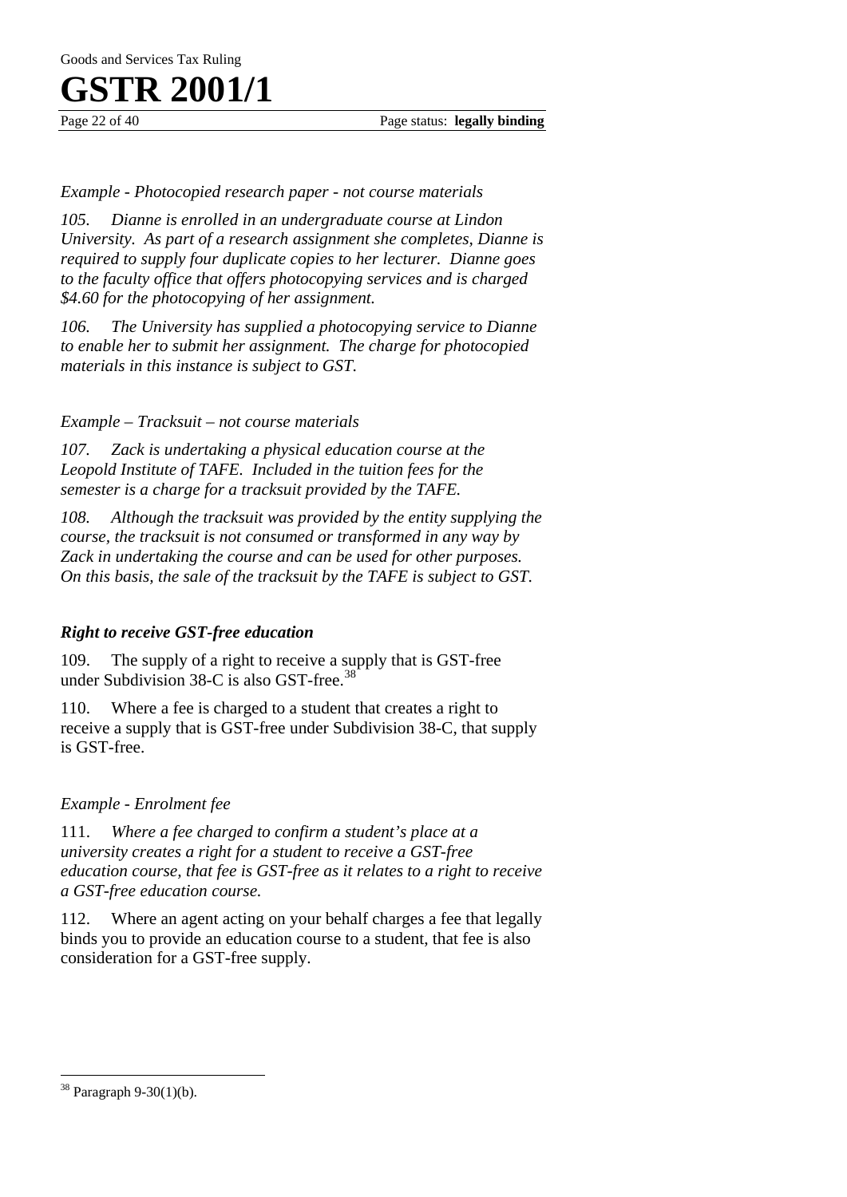*Example - Photocopied research paper - not course materials*

*105. Dianne is enrolled in an undergraduate course at Lindon University. As part of a research assignment she completes, Dianne is required to supply four duplicate copies to her lecturer. Dianne goes to the faculty office that offers photocopying services and is charged $4.60 for the photocopying of her assignment.*

*106. The University has supplied a photocopying service to Dianne to enable her to submit her assignment. The charge for photocopied materials in this instance is subject to GST.*

*Example – Tracksuit – not course materials*

*107. Zack is undertaking a physical education course at the Leopold Institute of TAFE. Included in the tuition fees for the semester is a charge for a tracksuit provided by the TAFE.*

*108. Although the tracksuit was provided by the entity supplying the course, the tracksuit is not consumed or transformed in any way by Zack in undertaking the course and can be used for other purposes. On this basis, the sale of the tracksuit by the TAFE is subject to GST.*

### ***Right to receive GST-free education***

109. The supply of a right to receive a supply that is GST-free under Subdivision 38-C is also GST-free.[38]

110. Where a fee is charged to a student that creates a right to receive a supply that is GST-free under Subdivision 38-C, that supply is GST-free.

*Example - Enrolment fee*

111. *Where a fee charged to confirm a student's place at a university creates a right for a student to receive a GST-free education course, that fee is GST-free as it relates to a right to receive a GST-free education course.*

112. Where an agent acting on your behalf charges a fee that legally binds you to provide an education course to a student, that fee is also consideration for a GST-free supply.

---

[38] Paragraph 9-30(1)(b).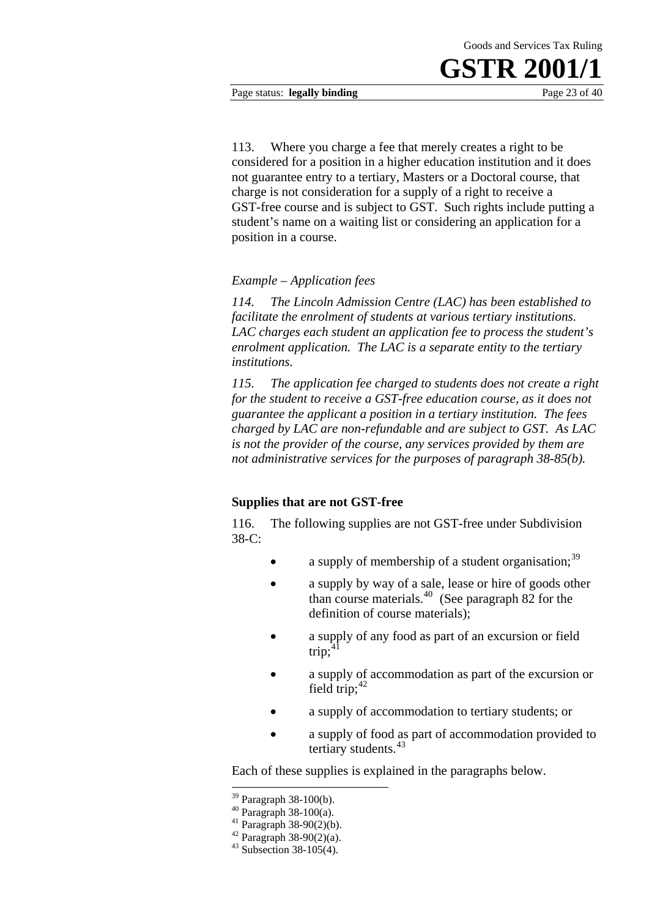113. Where you charge a fee that merely creates a right to be considered for a position in a higher education institution and it does not guarantee entry to a tertiary, Masters or a Doctoral course, that charge is not consideration for a supply of a right to receive a GST-free course and is subject to GST. Such rights include putting a student's name on a waiting list or considering an application for a position in a course.

*Example – Application fees*

*114. The Lincoln Admission Centre (LAC) has been established to facilitate the enrolment of students at various tertiary institutions. LAC charges each student an application fee to process the student's enrolment application. The LAC is a separate entity to the tertiary institutions.*

*115. The application fee charged to students does not create a right for the student to receive a GST-free education course, as it does not guarantee the applicant a position in a tertiary institution. The fees charged by LAC are non-refundable and are subject to GST. As LAC is not the provider of the course, any services provided by them are not administrative services for the purposes of paragraph 38-85(b).*

**Supplies that are not GST-free**

116. The following supplies are not GST-free under Subdivision 38-C:

- a supply of membership of a student organisation;[39]
- a supply by way of a sale, lease or hire of goods other than course materials.[40] (See paragraph 82 for the definition of course materials);
- a supply of any food as part of an excursion or field trip;[41]
- a supply of accommodation as part of the excursion or field trip;[42]
- a supply of accommodation to tertiary students; or
- a supply of food as part of accommodation provided to tertiary students.[43]

Each of these supplies is explained in the paragraphs below.

---

[39] Paragraph 38-100(b).
[40] Paragraph 38-100(a).
[41] Paragraph 38-90(2)(b).
[42] Paragraph 38-90(2)(a).
[43] Subsection 38-105(4).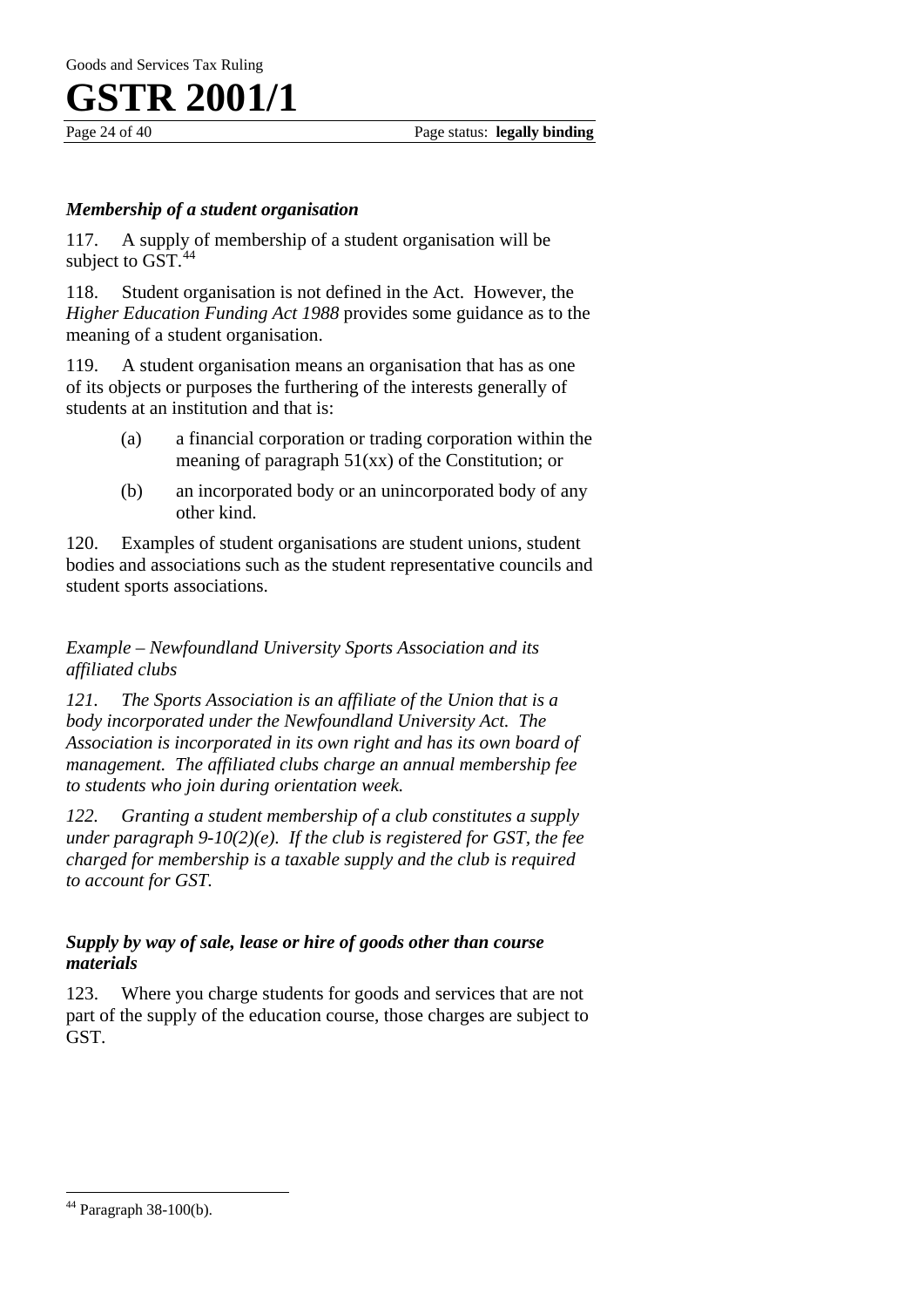### *Membership of a student organisation*

117. A supply of membership of a student organisation will be subject to GST.[44]

118. Student organisation is not defined in the Act. However, the *Higher Education Funding Act 1988* provides some guidance as to the meaning of a student organisation.

119. A student organisation means an organisation that has as one of its objects or purposes the furthering of the interests generally of students at an institution and that is:

- (a) a financial corporation or trading corporation within the meaning of paragraph 51(xx) of the Constitution; or
- (b) an incorporated body or an unincorporated body of any other kind.

120. Examples of student organisations are student unions, student bodies and associations such as the student representative councils and student sports associations.

*Example – Newfoundland University Sports Association and its affiliated clubs*

*121. The Sports Association is an affiliate of the Union that is a body incorporated under the Newfoundland University Act. The Association is incorporated in its own right and has its own board of management. The affiliated clubs charge an annual membership fee to students who join during orientation week.*

*122. Granting a student membership of a club constitutes a supply under paragraph 9-10(2)(e). If the club is registered for GST, the fee charged for membership is a taxable supply and the club is required to account for GST.*

### *Supply by way of sale, lease or hire of goods other than course materials*

123. Where you charge students for goods and services that are not part of the supply of the education course, those charges are subject to GST.

---

[44] Paragraph 38-100(b).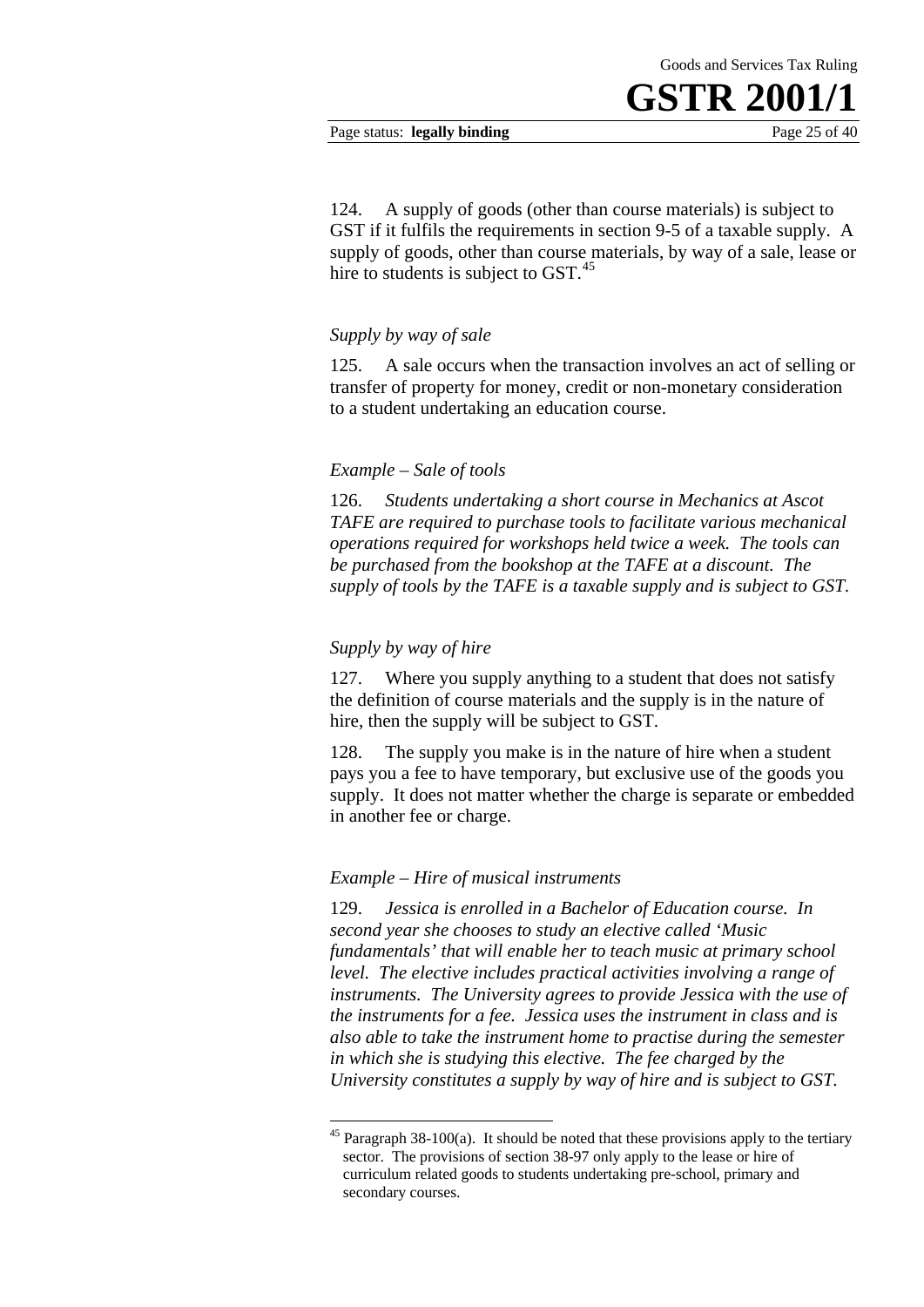124. A supply of goods (other than course materials) is subject to GST if it fulfils the requirements in section 9-5 of a taxable supply. A supply of goods, other than course materials, by way of a sale, lease or hire to students is subject to GST.[45]

*Supply by way of sale*

125. A sale occurs when the transaction involves an act of selling or transfer of property for money, credit or non-monetary consideration to a student undertaking an education course.

*Example – Sale of tools*

126. *Students undertaking a short course in Mechanics at Ascot TAFE are required to purchase tools to facilitate various mechanical operations required for workshops held twice a week. The tools can be purchased from the bookshop at the TAFE at a discount. The supply of tools by the TAFE is a taxable supply and is subject to GST.*

*Supply by way of hire*

127. Where you supply anything to a student that does not satisfy the definition of course materials and the supply is in the nature of hire, then the supply will be subject to GST.

128. The supply you make is in the nature of hire when a student pays you a fee to have temporary, but exclusive use of the goods you supply. It does not matter whether the charge is separate or embedded in another fee or charge.

*Example – Hire of musical instruments*

129. *Jessica is enrolled in a Bachelor of Education course. In second year she chooses to study an elective called 'Music fundamentals' that will enable her to teach music at primary school level. The elective includes practical activities involving a range of instruments. The University agrees to provide Jessica with the use of the instruments for a fee. Jessica uses the instrument in class and is also able to take the instrument home to practise during the semester in which she is studying this elective. The fee charged by the University constitutes a supply by way of hire and is subject to GST.*

---

[45] Paragraph 38-100(a). It should be noted that these provisions apply to the tertiary sector. The provisions of section 38-97 only apply to the lease or hire of curriculum related goods to students undertaking pre-school, primary and secondary courses.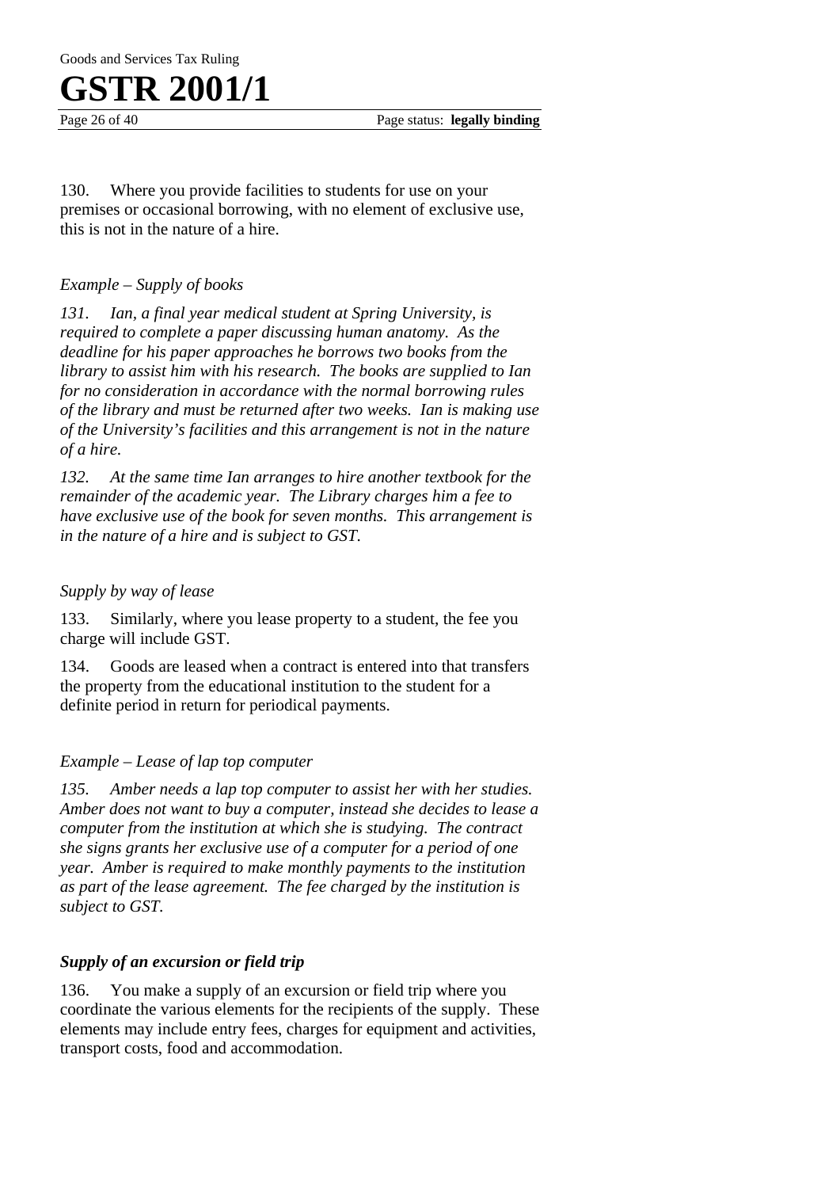130. Where you provide facilities to students for use on your premises or occasional borrowing, with no element of exclusive use, this is not in the nature of a hire.

*Example – Supply of books*

*131. Ian, a final year medical student at Spring University, is required to complete a paper discussing human anatomy. As the deadline for his paper approaches he borrows two books from the library to assist him with his research. The books are supplied to Ian for no consideration in accordance with the normal borrowing rules of the library and must be returned after two weeks. Ian is making use of the University's facilities and this arrangement is not in the nature of a hire.*

*132. At the same time Ian arranges to hire another textbook for the remainder of the academic year. The Library charges him a fee to have exclusive use of the book for seven months. This arrangement is in the nature of a hire and is subject to GST.*

*Supply by way of lease*

133. Similarly, where you lease property to a student, the fee you charge will include GST.

134. Goods are leased when a contract is entered into that transfers the property from the educational institution to the student for a definite period in return for periodical payments.

*Example – Lease of lap top computer*

*135. Amber needs a lap top computer to assist her with her studies. Amber does not want to buy a computer, instead she decides to lease a computer from the institution at which she is studying. The contract she signs grants her exclusive use of a computer for a period of one year. Amber is required to make monthly payments to the institution as part of the lease agreement. The fee charged by the institution is subject to GST.*

***Supply of an excursion or field trip***

136. You make a supply of an excursion or field trip where you coordinate the various elements for the recipients of the supply. These elements may include entry fees, charges for equipment and activities, transport costs, food and accommodation.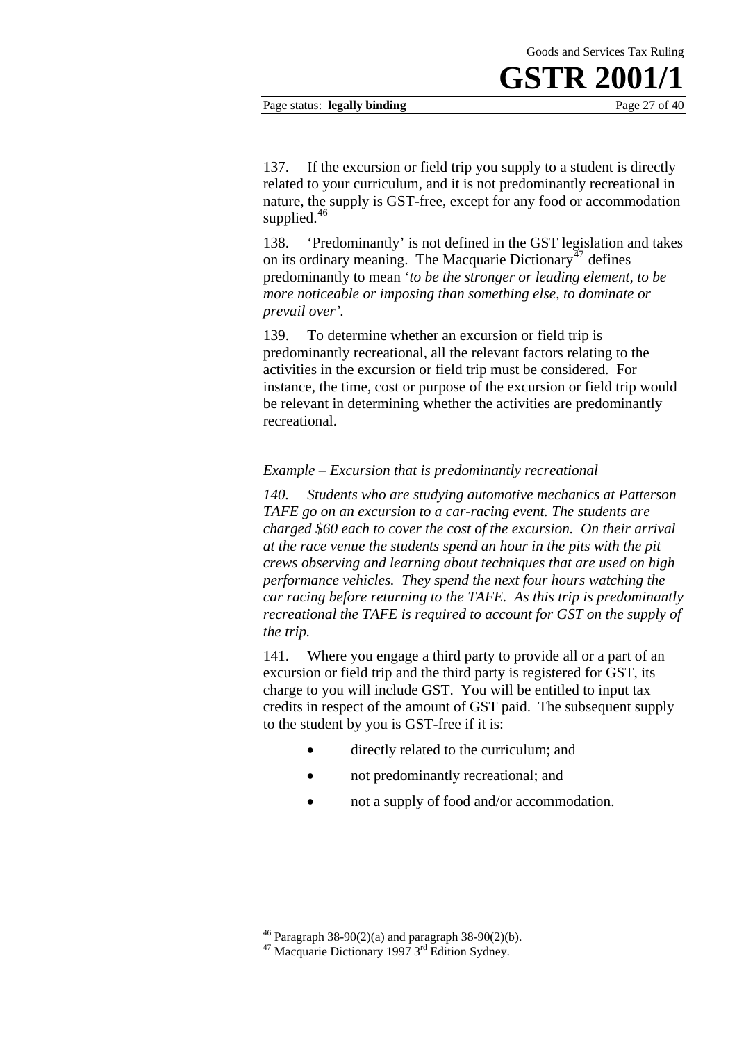137. If the excursion or field trip you supply to a student is directly related to your curriculum, and it is not predominantly recreational in nature, the supply is GST-free, except for any food or accommodation supplied.[46]

138. 'Predominantly' is not defined in the GST legislation and takes on its ordinary meaning. The Macquarie Dictionary[47] defines predominantly to mean '*to be the stronger or leading element, to be more noticeable or imposing than something else, to dominate or prevail over'*.

139. To determine whether an excursion or field trip is predominantly recreational, all the relevant factors relating to the activities in the excursion or field trip must be considered. For instance, the time, cost or purpose of the excursion or field trip would be relevant in determining whether the activities are predominantly recreational.

*Example – Excursion that is predominantly recreational*

*140. Students who are studying automotive mechanics at Patterson TAFE go on an excursion to a car-racing event. The students are charged $60 each to cover the cost of the excursion. On their arrival at the race venue the students spend an hour in the pits with the pit crews observing and learning about techniques that are used on high performance vehicles. They spend the next four hours watching the car racing before returning to the TAFE. As this trip is predominantly recreational the TAFE is required to account for GST on the supply of the trip.*

141. Where you engage a third party to provide all or a part of an excursion or field trip and the third party is registered for GST, its charge to you will include GST. You will be entitled to input tax credits in respect of the amount of GST paid. The subsequent supply to the student by you is GST-free if it is:

- directly related to the curriculum; and
- not predominantly recreational; and
- not a supply of food and/or accommodation.

---

[46] Paragraph 38-90(2)(a) and paragraph 38-90(2)(b).

[47] Macquarie Dictionary 1997 3rd Edition Sydney.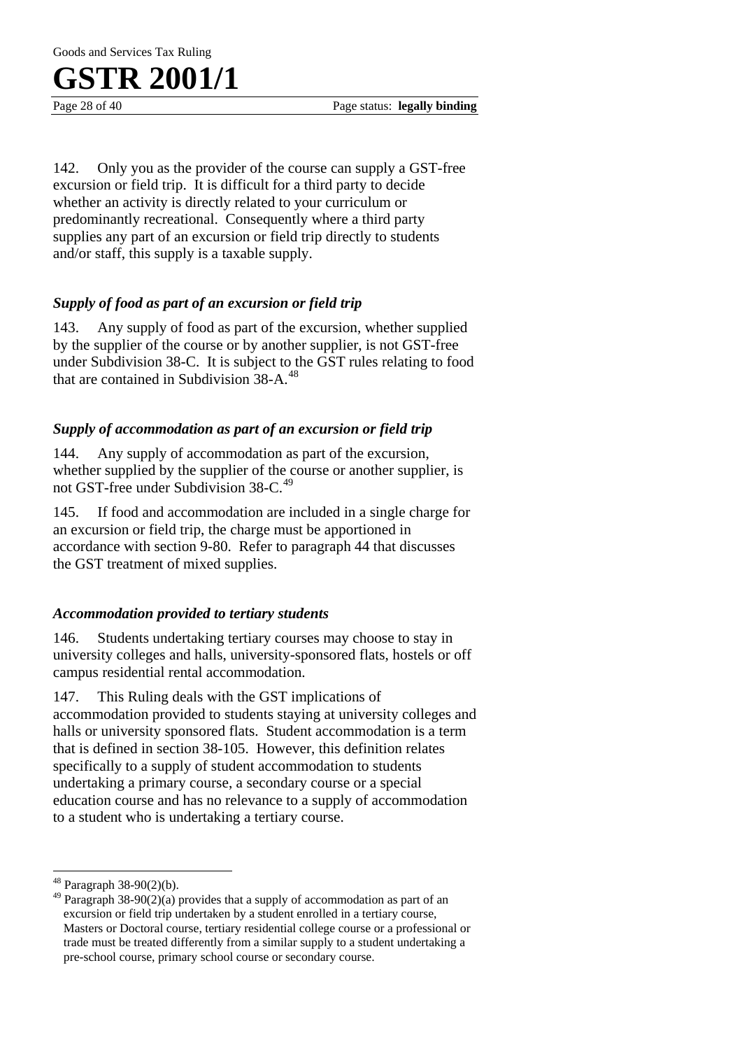142. Only you as the provider of the course can supply a GST-free excursion or field trip. It is difficult for a third party to decide whether an activity is directly related to your curriculum or predominantly recreational. Consequently where a third party supplies any part of an excursion or field trip directly to students and/or staff, this supply is a taxable supply.

### *Supply of food as part of an excursion or field trip*

143. Any supply of food as part of the excursion, whether supplied by the supplier of the course or by another supplier, is not GST-free under Subdivision 38-C. It is subject to the GST rules relating to food that are contained in Subdivision 38-A.[48]

### *Supply of accommodation as part of an excursion or field trip*

144. Any supply of accommodation as part of the excursion, whether supplied by the supplier of the course or another supplier, is not GST-free under Subdivision 38-C.[49]

145. If food and accommodation are included in a single charge for an excursion or field trip, the charge must be apportioned in accordance with section 9-80. Refer to paragraph 44 that discusses the GST treatment of mixed supplies.

### *Accommodation provided to tertiary students*

146. Students undertaking tertiary courses may choose to stay in university colleges and halls, university-sponsored flats, hostels or off campus residential rental accommodation.

147. This Ruling deals with the GST implications of accommodation provided to students staying at university colleges and halls or university sponsored flats. Student accommodation is a term that is defined in section 38-105. However, this definition relates specifically to a supply of student accommodation to students undertaking a primary course, a secondary course or a special education course and has no relevance to a supply of accommodation to a student who is undertaking a tertiary course.

---

[48] Paragraph 38-90(2)(b).

[49] Paragraph 38-90(2)(a) provides that a supply of accommodation as part of an excursion or field trip undertaken by a student enrolled in a tertiary course, Masters or Doctoral course, tertiary residential college course or a professional or trade must be treated differently from a similar supply to a student undertaking a pre-school course, primary school course or secondary course.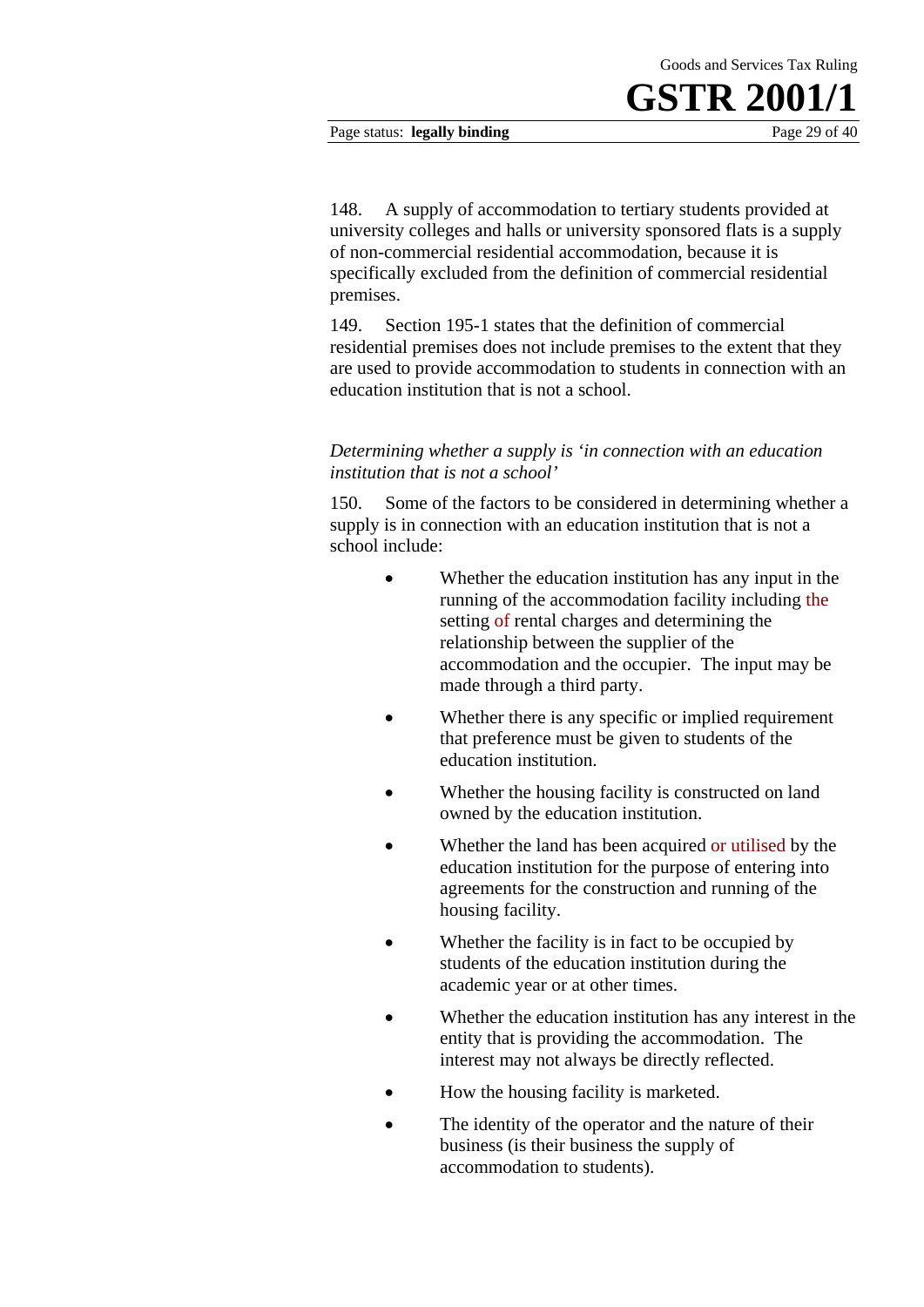148. A supply of accommodation to tertiary students provided at university colleges and halls or university sponsored flats is a supply of non-commercial residential accommodation, because it is specifically excluded from the definition of commercial residential premises.

149. Section 195-1 states that the definition of commercial residential premises does not include premises to the extent that they are used to provide accommodation to students in connection with an education institution that is not a school.

*Determining whether a supply is 'in connection with an education institution that is not a school'*

150. Some of the factors to be considered in determining whether a supply is in connection with an education institution that is not a school include:

- Whether the education institution has any input in the running of the accommodation facility including the setting of rental charges and determining the relationship between the supplier of the accommodation and the occupier. The input may be made through a third party.
- Whether there is any specific or implied requirement that preference must be given to students of the education institution.
- Whether the housing facility is constructed on land owned by the education institution.
- Whether the land has been acquired or utilised by the education institution for the purpose of entering into agreements for the construction and running of the housing facility.
- Whether the facility is in fact to be occupied by students of the education institution during the academic year or at other times.
- Whether the education institution has any interest in the entity that is providing the accommodation. The interest may not always be directly reflected.
- How the housing facility is marketed.
- The identity of the operator and the nature of their business (is their business the supply of accommodation to students).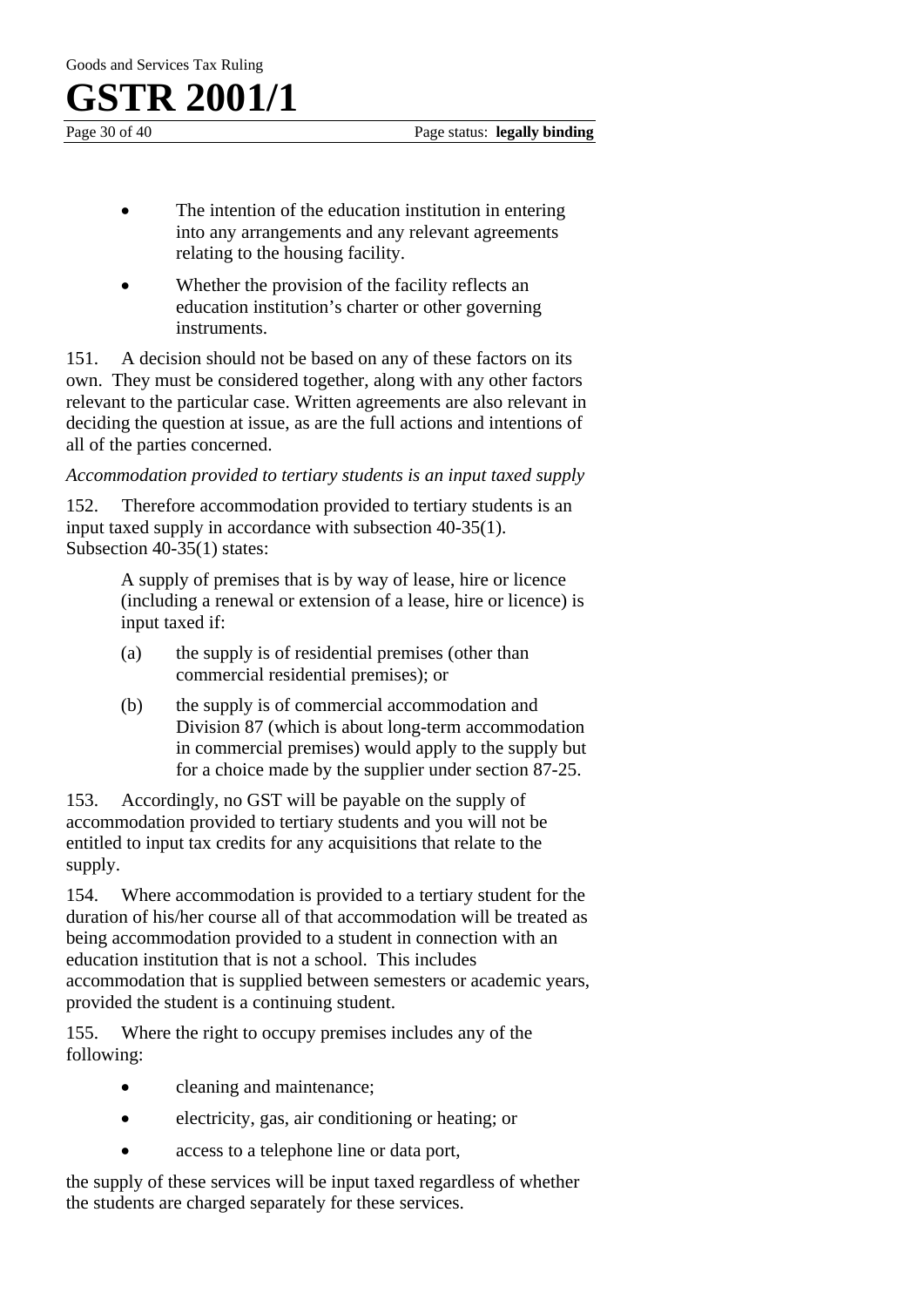- The intention of the education institution in entering into any arrangements and any relevant agreements relating to the housing facility.
- Whether the provision of the facility reflects an education institution's charter or other governing instruments.

151. A decision should not be based on any of these factors on its own. They must be considered together, along with any other factors relevant to the particular case. Written agreements are also relevant in deciding the question at issue, as are the full actions and intentions of all of the parties concerned.

*Accommodation provided to tertiary students is an input taxed supply*

152. Therefore accommodation provided to tertiary students is an input taxed supply in accordance with subsection 40-35(1). Subsection 40-35(1) states:

> A supply of premises that is by way of lease, hire or licence (including a renewal or extension of a lease, hire or licence) is input taxed if:
>
> (a) the supply is of residential premises (other than commercial residential premises); or
>
> (b) the supply is of commercial accommodation and Division 87 (which is about long-term accommodation in commercial premises) would apply to the supply but for a choice made by the supplier under section 87-25.

153. Accordingly, no GST will be payable on the supply of accommodation provided to tertiary students and you will not be entitled to input tax credits for any acquisitions that relate to the supply.

154. Where accommodation is provided to a tertiary student for the duration of his/her course all of that accommodation will be treated as being accommodation provided to a student in connection with an education institution that is not a school. This includes accommodation that is supplied between semesters or academic years, provided the student is a continuing student.

155. Where the right to occupy premises includes any of the following:

- cleaning and maintenance;
- electricity, gas, air conditioning or heating; or
- access to a telephone line or data port,

the supply of these services will be input taxed regardless of whether the students are charged separately for these services.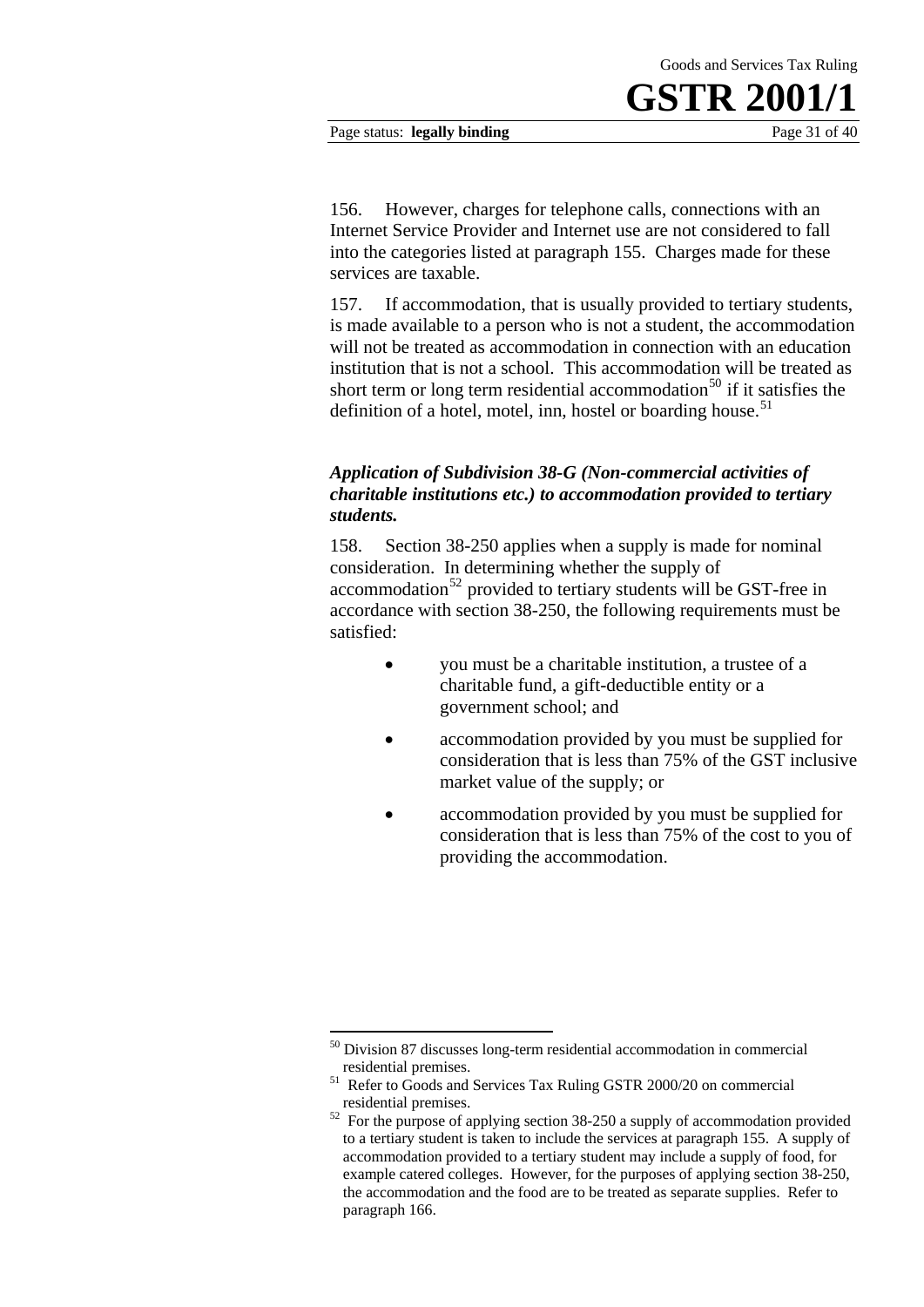156. However, charges for telephone calls, connections with an Internet Service Provider and Internet use are not considered to fall into the categories listed at paragraph 155. Charges made for these services are taxable.

157. If accommodation, that is usually provided to tertiary students, is made available to a person who is not a student, the accommodation will not be treated as accommodation in connection with an education institution that is not a school. This accommodation will be treated as short term or long term residential accommodation[50] if it satisfies the definition of a hotel, motel, inn, hostel or boarding house.[51]

### *Application of Subdivision 38-G (Non-commercial activities of charitable institutions etc.) to accommodation provided to tertiary students.*

158. Section 38-250 applies when a supply is made for nominal consideration. In determining whether the supply of accommodation[52] provided to tertiary students will be GST-free in accordance with section 38-250, the following requirements must be satisfied:

- you must be a charitable institution, a trustee of a charitable fund, a gift-deductible entity or a government school; and
- accommodation provided by you must be supplied for consideration that is less than 75% of the GST inclusive market value of the supply; or
- accommodation provided by you must be supplied for consideration that is less than 75% of the cost to you of providing the accommodation.

---

[50] Division 87 discusses long-term residential accommodation in commercial residential premises.

[51] Refer to Goods and Services Tax Ruling GSTR 2000/20 on commercial residential premises.

[52] For the purpose of applying section 38-250 a supply of accommodation provided to a tertiary student is taken to include the services at paragraph 155. A supply of accommodation provided to a tertiary student may include a supply of food, for example catered colleges. However, for the purposes of applying section 38-250, the accommodation and the food are to be treated as separate supplies. Refer to paragraph 166.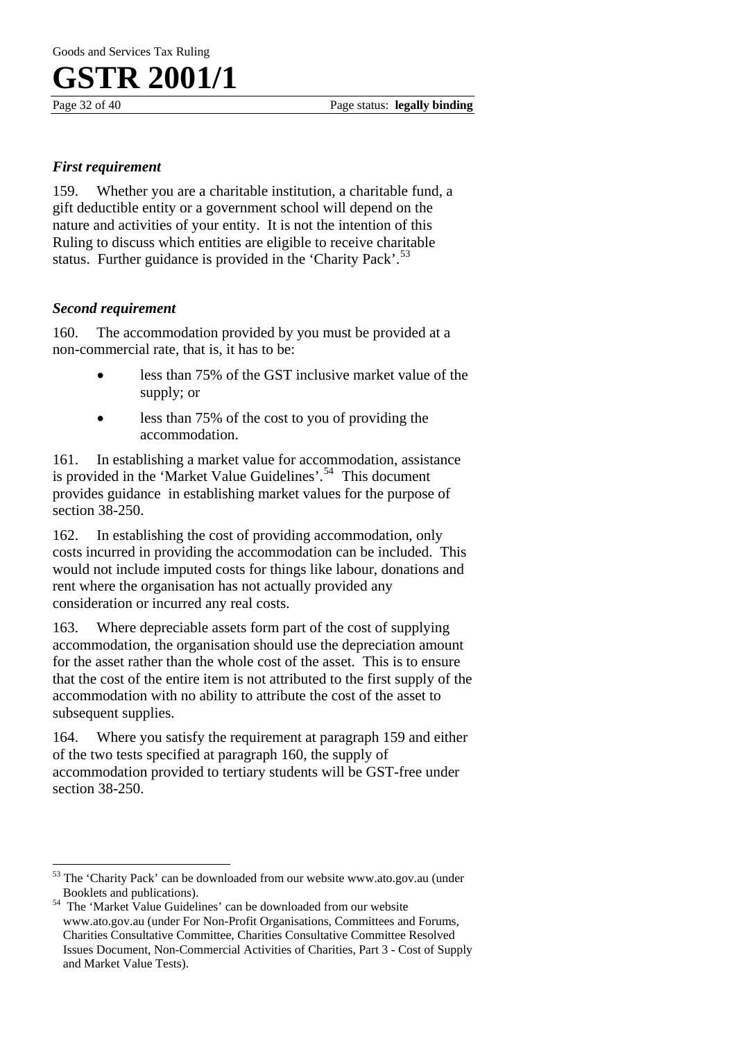### *First requirement*

159. Whether you are a charitable institution, a charitable fund, a gift deductible entity or a government school will depend on the nature and activities of your entity. It is not the intention of this Ruling to discuss which entities are eligible to receive charitable status. Further guidance is provided in the 'Charity Pack'.[53]

### *Second requirement*

160. The accommodation provided by you must be provided at a non-commercial rate, that is, it has to be:

- less than 75% of the GST inclusive market value of the supply; or
- less than 75% of the cost to you of providing the accommodation.

161. In establishing a market value for accommodation, assistance is provided in the 'Market Value Guidelines'.[54] This document provides guidance in establishing market values for the purpose of section 38-250.

162. In establishing the cost of providing accommodation, only costs incurred in providing the accommodation can be included. This would not include imputed costs for things like labour, donations and rent where the organisation has not actually provided any consideration or incurred any real costs.

163. Where depreciable assets form part of the cost of supplying accommodation, the organisation should use the depreciation amount for the asset rather than the whole cost of the asset. This is to ensure that the cost of the entire item is not attributed to the first supply of the accommodation with no ability to attribute the cost of the asset to subsequent supplies.

164. Where you satisfy the requirement at paragraph 159 and either of the two tests specified at paragraph 160, the supply of accommodation provided to tertiary students will be GST-free under section 38-250.

---

[53] The 'Charity Pack' can be downloaded from our website www.ato.gov.au (under Booklets and publications).

[54] The 'Market Value Guidelines' can be downloaded from our website www.ato.gov.au (under For Non-Profit Organisations, Committees and Forums, Charities Consultative Committee, Charities Consultative Committee Resolved Issues Document, Non-Commercial Activities of Charities, Part 3 - Cost of Supply and Market Value Tests).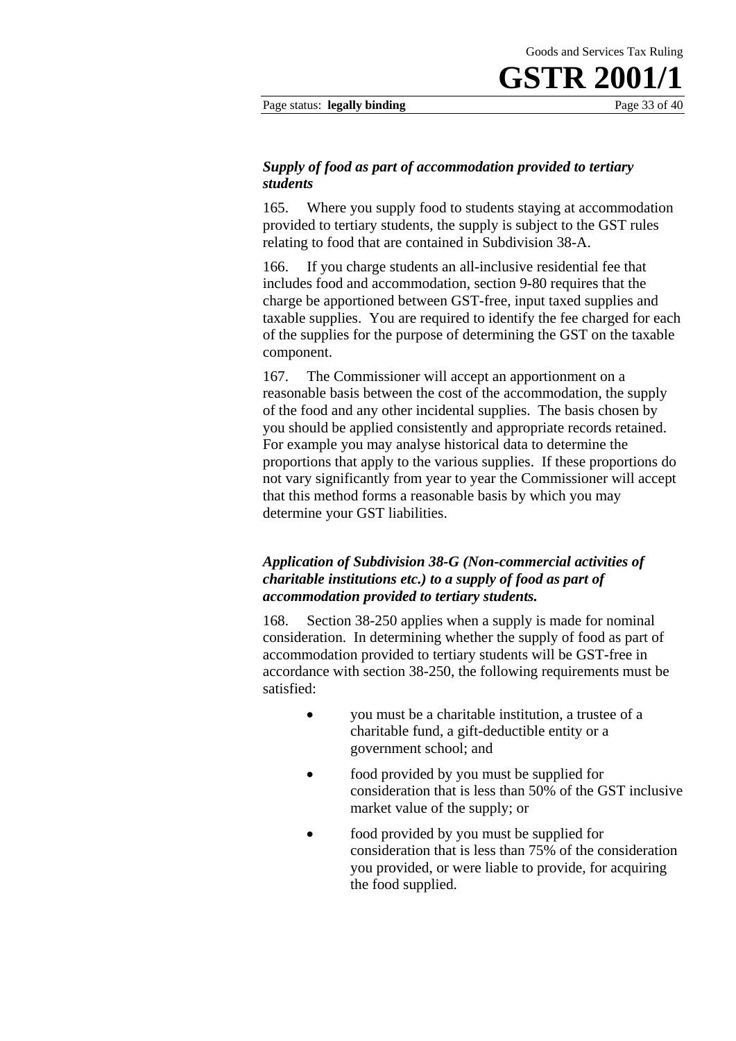### *Supply of food as part of accommodation provided to tertiary students*

165. Where you supply food to students staying at accommodation provided to tertiary students, the supply is subject to the GST rules relating to food that are contained in Subdivision 38-A.

166. If you charge students an all-inclusive residential fee that includes food and accommodation, section 9-80 requires that the charge be apportioned between GST-free, input taxed supplies and taxable supplies. You are required to identify the fee charged for each of the supplies for the purpose of determining the GST on the taxable component.

167. The Commissioner will accept an apportionment on a reasonable basis between the cost of the accommodation, the supply of the food and any other incidental supplies. The basis chosen by you should be applied consistently and appropriate records retained. For example you may analyse historical data to determine the proportions that apply to the various supplies. If these proportions do not vary significantly from year to year the Commissioner will accept that this method forms a reasonable basis by which you may determine your GST liabilities.

### *Application of Subdivision 38-G (Non-commercial activities of charitable institutions etc.) to a supply of food as part of accommodation provided to tertiary students.*

168. Section 38-250 applies when a supply is made for nominal consideration. In determining whether the supply of food as part of accommodation provided to tertiary students will be GST-free in accordance with section 38-250, the following requirements must be satisfied:

- you must be a charitable institution, a trustee of a charitable fund, a gift-deductible entity or a government school; and
- food provided by you must be supplied for consideration that is less than 50% of the GST inclusive market value of the supply; or
- food provided by you must be supplied for consideration that is less than 75% of the consideration you provided, or were liable to provide, for acquiring the food supplied.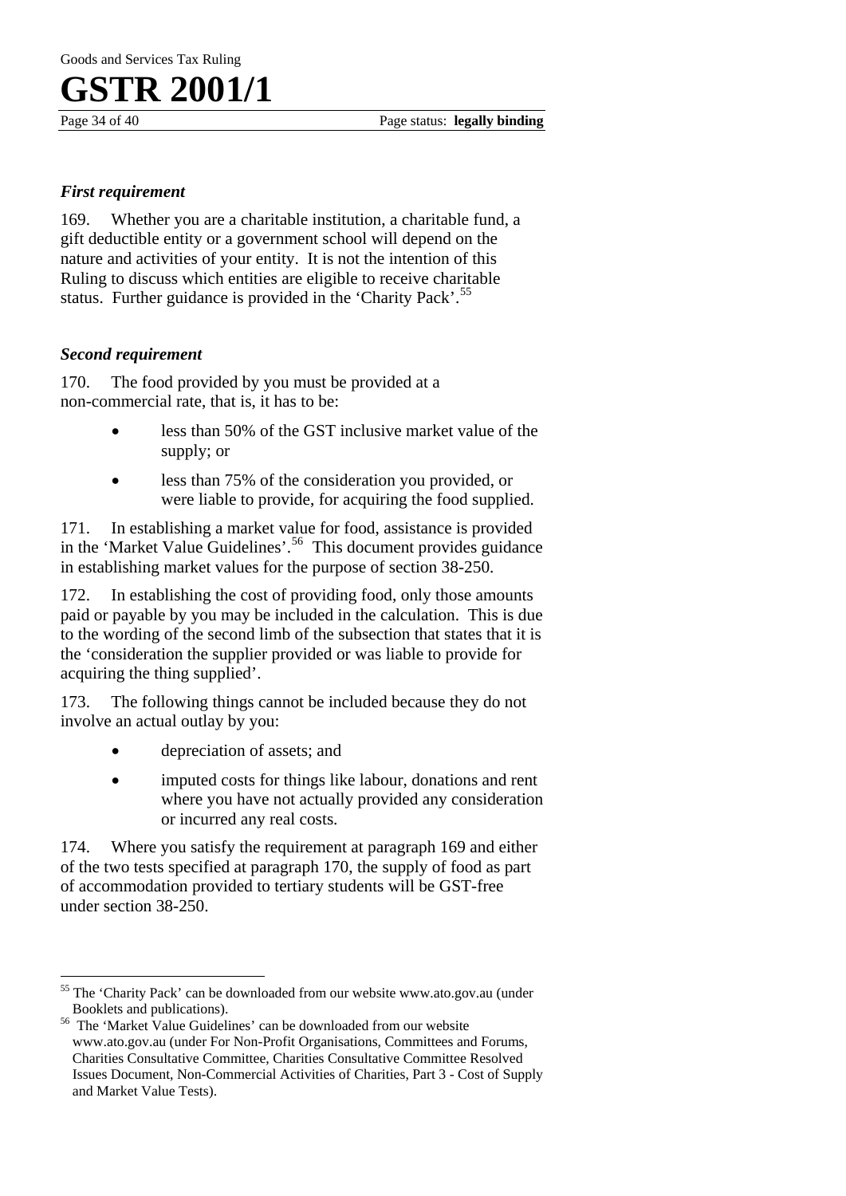### *First requirement*

169. Whether you are a charitable institution, a charitable fund, a gift deductible entity or a government school will depend on the nature and activities of your entity. It is not the intention of this Ruling to discuss which entities are eligible to receive charitable status. Further guidance is provided in the 'Charity Pack'.[55]

### *Second requirement*

170. The food provided by you must be provided at a non-commercial rate, that is, it has to be:

- less than 50% of the GST inclusive market value of the supply; or
- less than 75% of the consideration you provided, or were liable to provide, for acquiring the food supplied.

171. In establishing a market value for food, assistance is provided in the 'Market Value Guidelines'.[56] This document provides guidance in establishing market values for the purpose of section 38-250.

172. In establishing the cost of providing food, only those amounts paid or payable by you may be included in the calculation. This is due to the wording of the second limb of the subsection that states that it is the 'consideration the supplier provided or was liable to provide for acquiring the thing supplied'.

173. The following things cannot be included because they do not involve an actual outlay by you:

- depreciation of assets; and
- imputed costs for things like labour, donations and rent where you have not actually provided any consideration or incurred any real costs.

174. Where you satisfy the requirement at paragraph 169 and either of the two tests specified at paragraph 170, the supply of food as part of accommodation provided to tertiary students will be GST-free under section 38-250.

---

[55] The 'Charity Pack' can be downloaded from our website www.ato.gov.au (under Booklets and publications).

[56] The 'Market Value Guidelines' can be downloaded from our website www.ato.gov.au (under For Non-Profit Organisations, Committees and Forums, Charities Consultative Committee, Charities Consultative Committee Resolved Issues Document, Non-Commercial Activities of Charities, Part 3 - Cost of Supply and Market Value Tests).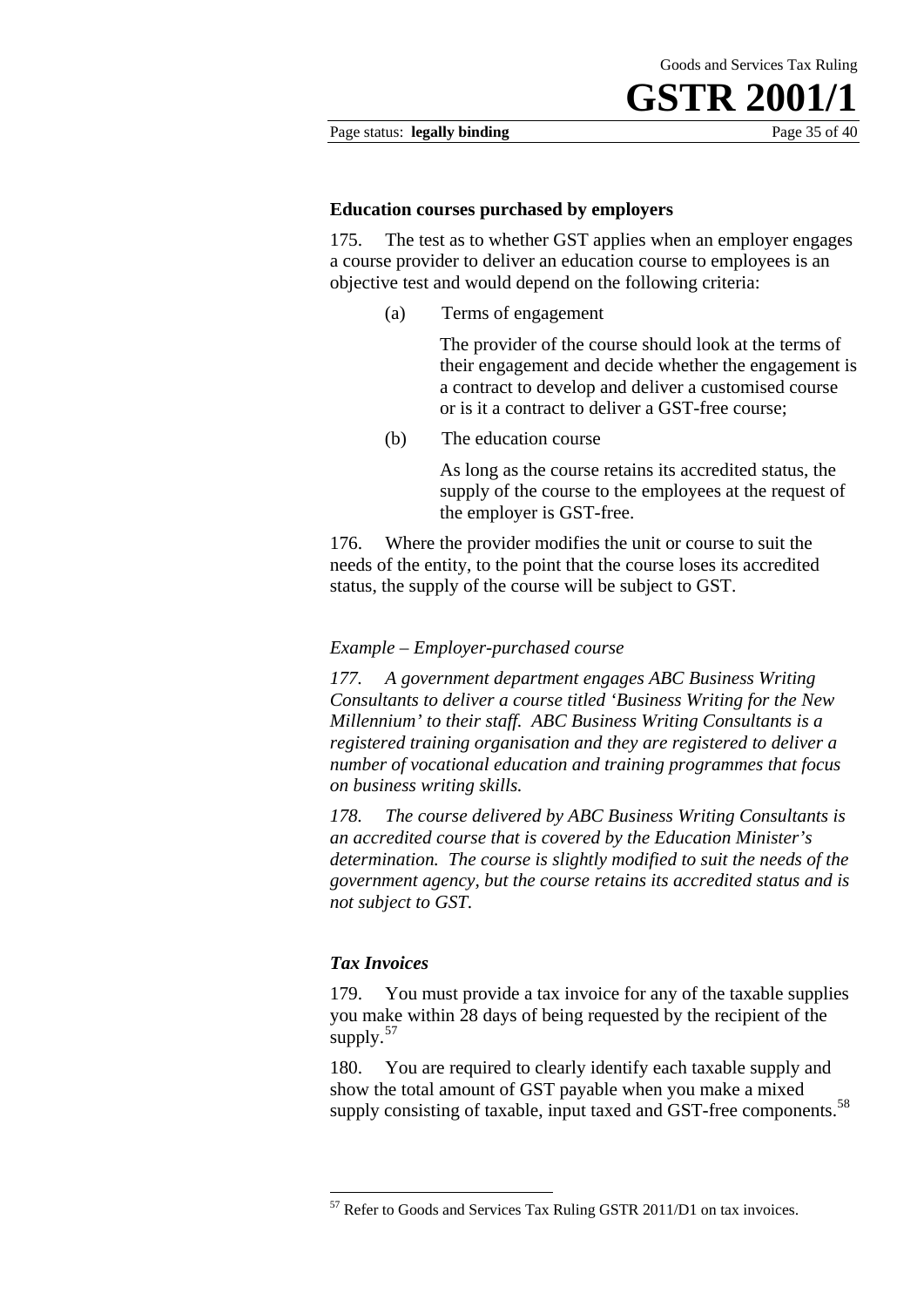### Education courses purchased by employers

175. The test as to whether GST applies when an employer engages a course provider to deliver an education course to employees is an objective test and would depend on the following criteria:

(a) Terms of engagement

The provider of the course should look at the terms of their engagement and decide whether the engagement is a contract to develop and deliver a customised course or is it a contract to deliver a GST-free course;

(b) The education course

As long as the course retains its accredited status, the supply of the course to the employees at the request of the employer is GST-free.

176. Where the provider modifies the unit or course to suit the needs of the entity, to the point that the course loses its accredited status, the supply of the course will be subject to GST.

*Example – Employer-purchased course*

*177. A government department engages ABC Business Writing Consultants to deliver a course titled 'Business Writing for the New Millennium' to their staff. ABC Business Writing Consultants is a registered training organisation and they are registered to deliver a number of vocational education and training programmes that focus on business writing skills.*

*178. The course delivered by ABC Business Writing Consultants is an accredited course that is covered by the Education Minister's determination. The course is slightly modified to suit the needs of the government agency, but the course retains its accredited status and is not subject to GST.*

### *Tax Invoices*

179. You must provide a tax invoice for any of the taxable supplies you make within 28 days of being requested by the recipient of the supply.[57]

180. You are required to clearly identify each taxable supply and show the total amount of GST payable when you make a mixed supply consisting of taxable, input taxed and GST-free components.[58]

---

[57] Refer to Goods and Services Tax Ruling GSTR 2011/D1 on tax invoices.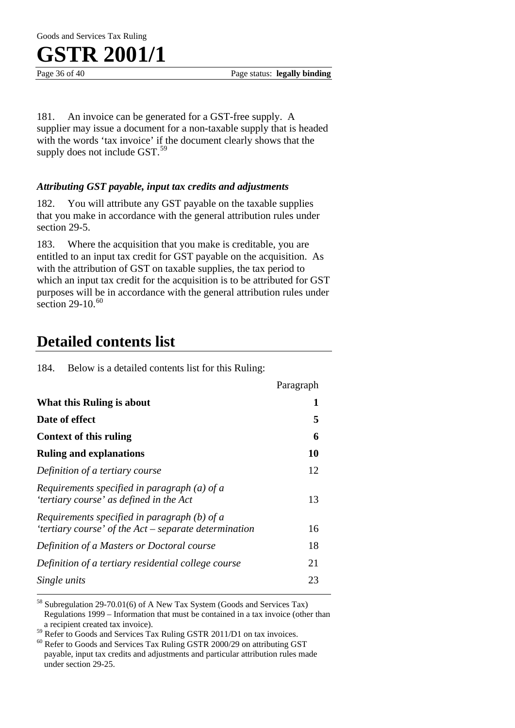181. An invoice can be generated for a GST-free supply. A supplier may issue a document for a non-taxable supply that is headed with the words 'tax invoice' if the document clearly shows that the supply does not include GST.[59]

### *Attributing GST payable, input tax credits and adjustments*

182. You will attribute any GST payable on the taxable supplies that you make in accordance with the general attribution rules under section 29-5.

183. Where the acquisition that you make is creditable, you are entitled to an input tax credit for GST payable on the acquisition. As with the attribution of GST on taxable supplies, the tax period to which an input tax credit for the acquisition is to be attributed for GST purposes will be in accordance with the general attribution rules under section 29-10.[60]

## Detailed contents list

184. Below is a detailed contents list for this Ruling:

| | Paragraph |
|---|---|
| **What this Ruling is about** | **1** |
| **Date of effect** | **5** |
| **Context of this ruling** | **6** |
| **Ruling and explanations** | **10** |
| *Definition of a tertiary course* | 12 |
| *Requirements specified in paragraph (a) of a 'tertiary course' as defined in the Act* | 13 |
| *Requirements specified in paragraph (b) of a 'tertiary course' of the Act – separate determination* | 16 |
| *Definition of a Masters or Doctoral course* | 18 |
| *Definition of a tertiary residential college course* | 21 |
| *Single units* | 23 |

---

[58] Subregulation 29-70.01(6) of A New Tax System (Goods and Services Tax) Regulations 1999 – Information that must be contained in a tax invoice (other than a recipient created tax invoice).

[59] Refer to Goods and Services Tax Ruling GSTR 2011/D1 on tax invoices.

[60] Refer to Goods and Services Tax Ruling GSTR 2000/29 on attributing GST payable, input tax credits and adjustments and particular attribution rules made under section 29-25.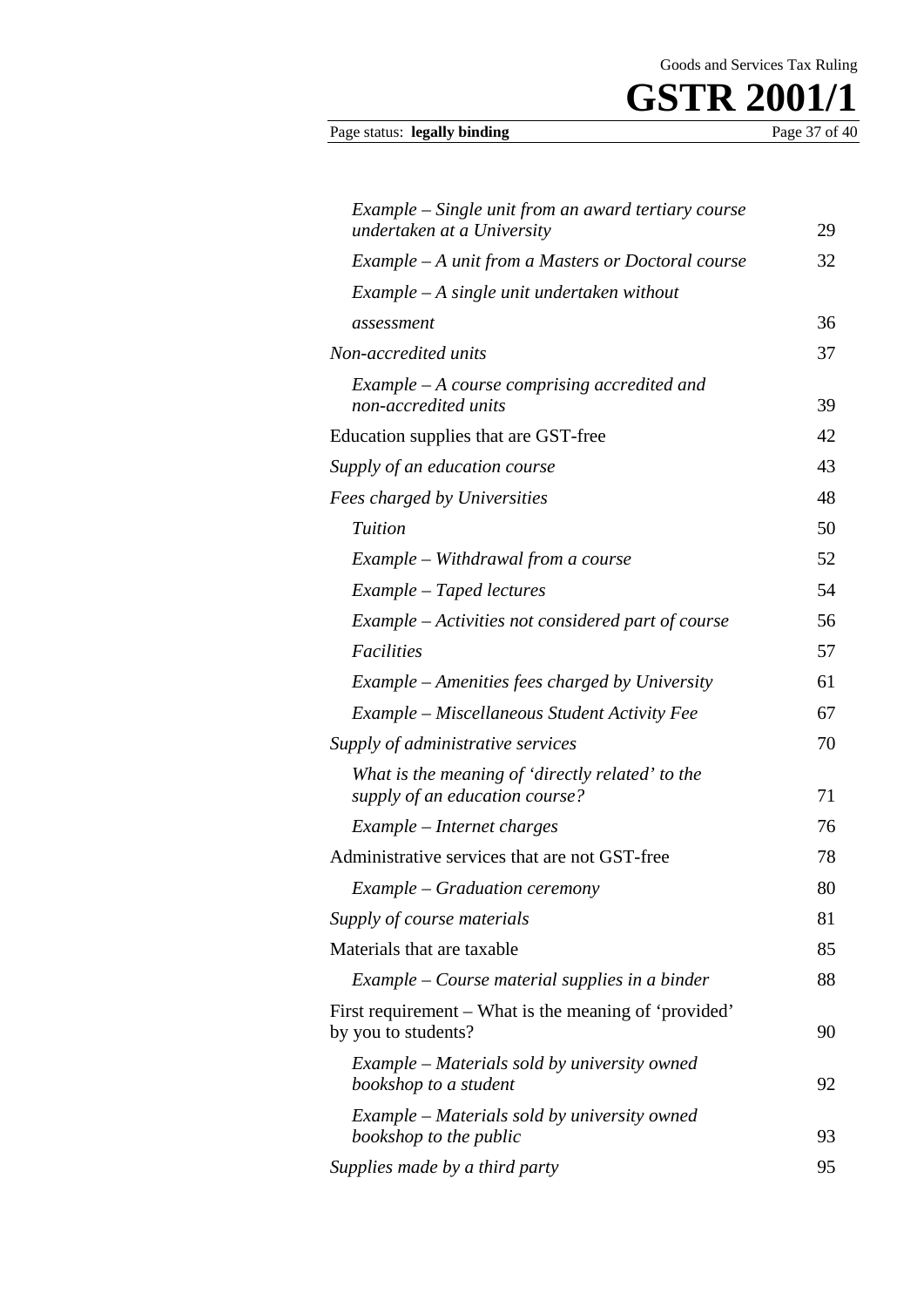| | |
|---|---|
| *Example – Single unit from an award tertiary course undertaken at a University* | 29 |
| *Example – A unit from a Masters or Doctoral course* | 32 |
| *Example – A single unit undertaken without assessment* | 36 |
| *Non-accredited units* | 37 |
| *Example – A course comprising accredited and non-accredited units* | 39 |
| Education supplies that are GST-free | 42 |
| *Supply of an education course* | 43 |
| *Fees charged by Universities* | 48 |
| *Tuition* | 50 |
| *Example – Withdrawal from a course* | 52 |
| *Example – Taped lectures* | 54 |
| *Example – Activities not considered part of course* | 56 |
| *Facilities* | 57 |
| *Example – Amenities fees charged by University* | 61 |
| *Example – Miscellaneous Student Activity Fee* | 67 |
| *Supply of administrative services* | 70 |
| *What is the meaning of 'directly related' to the supply of an education course?* | 71 |
| *Example – Internet charges* | 76 |
| Administrative services that are not GST-free | 78 |
| *Example – Graduation ceremony* | 80 |
| *Supply of course materials* | 81 |
| Materials that are taxable | 85 |
| *Example – Course material supplies in a binder* | 88 |
| First requirement – What is the meaning of 'provided' by you to students? | 90 |
| *Example – Materials sold by university owned bookshop to a student* | 92 |
| *Example – Materials sold by university owned bookshop to the public* | 93 |
| *Supplies made by a third party* | 95 |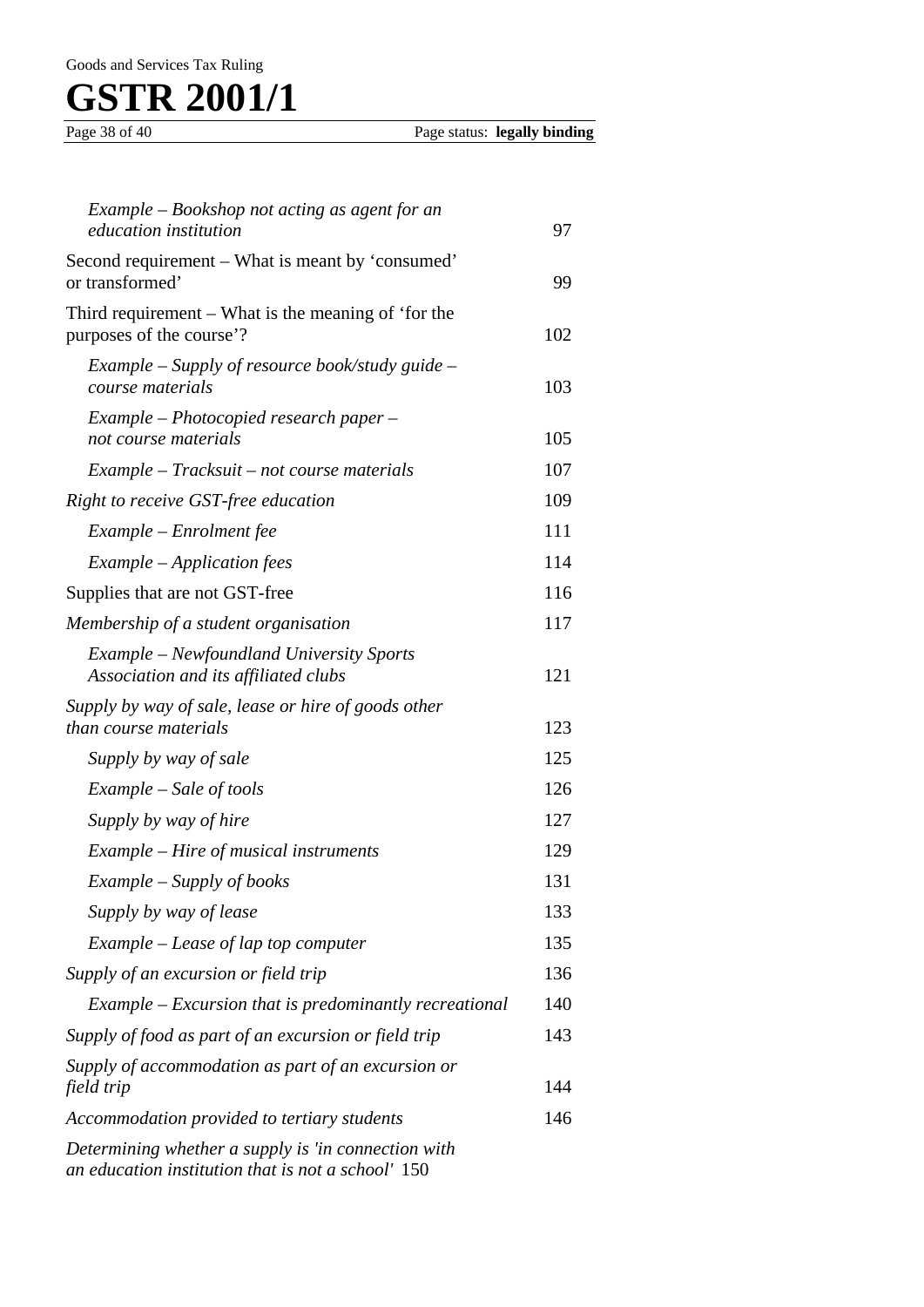| | |
|---|---|
| *Example – Bookshop not acting as agent for an education institution* | 97 |
| Second requirement – What is meant by 'consumed' or transformed' | 99 |
| Third requirement – What is the meaning of 'for the purposes of the course'? | 102 |
| *Example – Supply of resource book/study guide – course materials* | 103 |
| *Example – Photocopied research paper – not course materials* | 105 |
| *Example – Tracksuit – not course materials* | 107 |
| *Right to receive GST-free education* | 109 |
| *Example – Enrolment fee* | 111 |
| *Example – Application fees* | 114 |
| Supplies that are not GST-free | 116 |
| *Membership of a student organisation* | 117 |
| *Example – Newfoundland University Sports Association and its affiliated clubs* | 121 |
| *Supply by way of sale, lease or hire of goods other than course materials* | 123 |
| *Supply by way of sale* | 125 |
| *Example – Sale of tools* | 126 |
| *Supply by way of hire* | 127 |
| *Example – Hire of musical instruments* | 129 |
| *Example – Supply of books* | 131 |
| *Supply by way of lease* | 133 |
| *Example – Lease of lap top computer* | 135 |
| *Supply of an excursion or field trip* | 136 |
| *Example – Excursion that is predominantly recreational* | 140 |
| *Supply of food as part of an excursion or field trip* | 143 |
| *Supply of accommodation as part of an excursion or field trip* | 144 |
| *Accommodation provided to tertiary students* | 146 |
| *Determining whether a supply is 'in connection with an education institution that is not a school'* | 150 |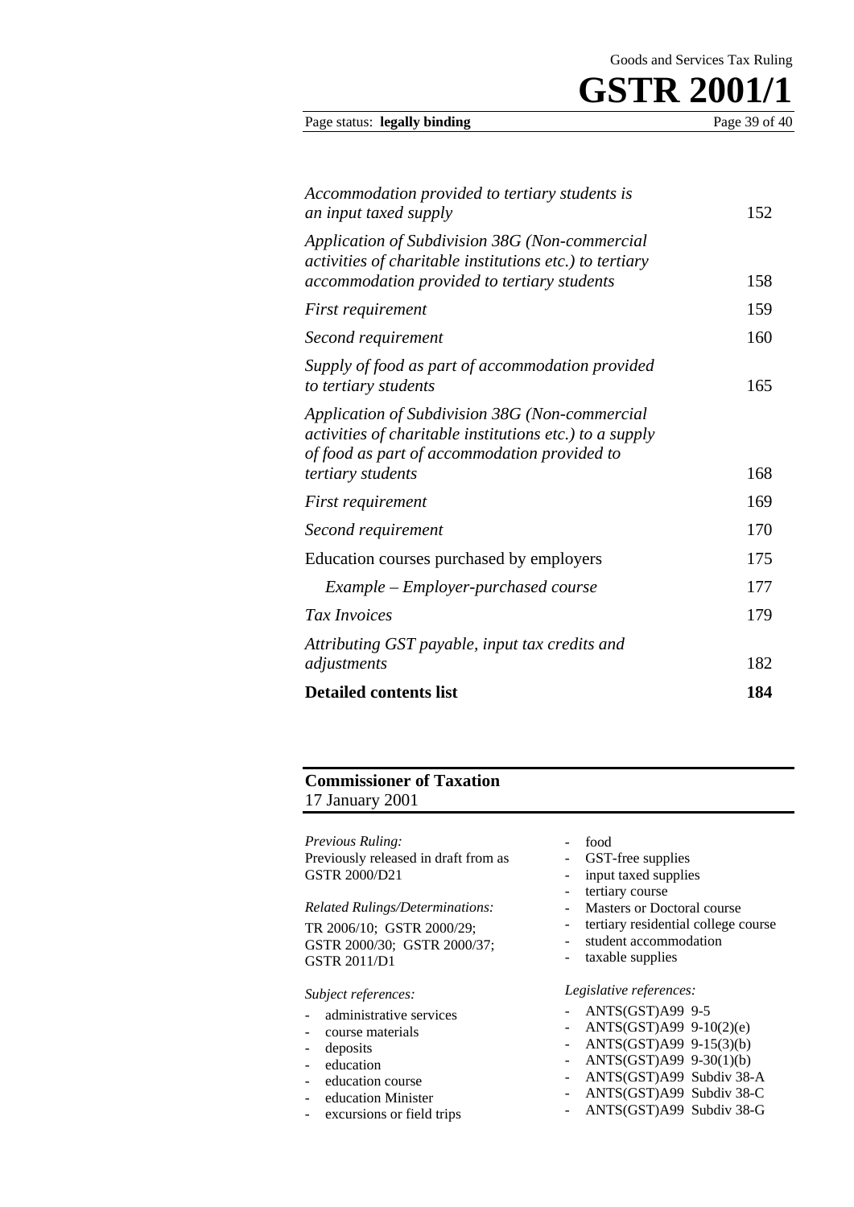| | |
|---|---|
| *Accommodation provided to tertiary students is an input taxed supply* | 152 |
| *Application of Subdivision 38G (Non-commercial activities of charitable institutions etc.) to tertiary accommodation provided to tertiary students* | 158 |
| *First requirement* | 159 |
| *Second requirement* | 160 |
| *Supply of food as part of accommodation provided to tertiary students* | 165 |
| *Application of Subdivision 38G (Non-commercial activities of charitable institutions etc.) to a supply of food as part of accommodation provided to tertiary students* | 168 |
| *First requirement* | 169 |
| *Second requirement* | 170 |
| Education courses purchased by employers | 175 |
| *Example – Employer-purchased course* | 177 |
| *Tax Invoices* | 179 |
| *Attributing GST payable, input tax credits and adjustments* | 182 |
| **Detailed contents list** | **184** |

**Commissioner of Taxation**
17 January 2001

*Previous Ruling:*
Previously released in draft from as GSTR 2000/D21

*Related Rulings/Determinations:*
TR 2006/10; GSTR 2000/29; GSTR 2000/30; GSTR 2000/37; GSTR 2011/D1

*Subject references:*
- administrative services
- course materials
- deposits
- education
- education course
- education Minister
- excursions or field trips
- food
- GST-free supplies
- input taxed supplies
- tertiary course
- Masters or Doctoral course
- tertiary residential college course
- student accommodation
- taxable supplies

*Legislative references:*
- ANTS(GST)A99 9-5
- ANTS(GST)A99 9-10(2)(e)
- ANTS(GST)A99 9-15(3)(b)
- ANTS(GST)A99 9-30(1)(b)
- ANTS(GST)A99 Subdiv 38-A
- ANTS(GST)A99 Subdiv 38-C
- ANTS(GST)A99 Subdiv 38-G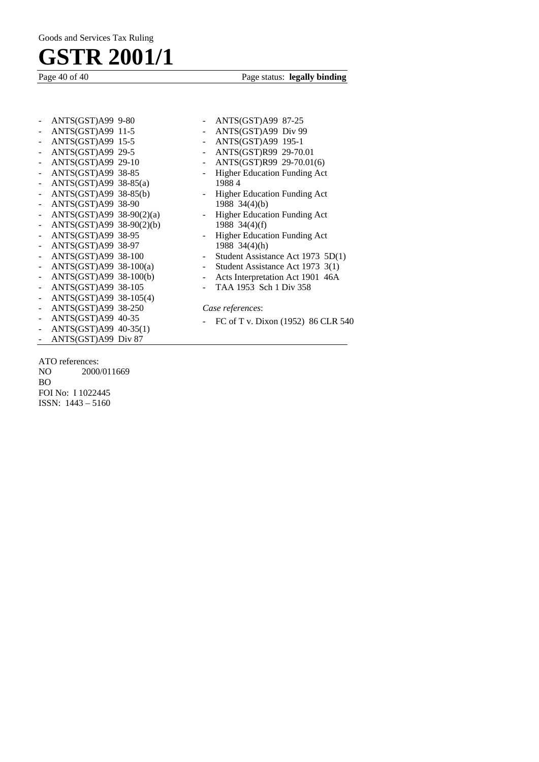- ANTS(GST)A99 9-80
- ANTS(GST)A99 11-5
- ANTS(GST)A99 15-5
- ANTS(GST)A99 29-5
- ANTS(GST)A99 29-10
- ANTS(GST)A99 38-85
- ANTS(GST)A99 38-85(a)
- ANTS(GST)A99 38-85(b)
- ANTS(GST)A99 38-90
- ANTS(GST)A99 38-90(2)(a)
- ANTS(GST)A99 38-90(2)(b)
- ANTS(GST)A99 38-95
- ANTS(GST)A99 38-97
- ANTS(GST)A99 38-100
- ANTS(GST)A99 38-100(a)
- ANTS(GST)A99 38-100(b)
- ANTS(GST)A99 38-105
- ANTS(GST)A99 38-105(4)
- ANTS(GST)A99 38-250
- ANTS(GST)A99 40-35
- ANTS(GST)A99 40-35(1)
- ANTS(GST)A99 Div 87
- ANTS(GST)A99 87-25
- ANTS(GST)A99 Div 99
- ANTS(GST)A99 195-1
- ANTS(GST)R99 29-70.01
- ANTS(GST)R99 29-70.01(6)
- Higher Education Funding Act 1988 4
- Higher Education Funding Act 1988 34(4)(b)
- Higher Education Funding Act 1988 34(4)(f)
- Higher Education Funding Act 1988 34(4)(h)
- Student Assistance Act 1973 5D(1)
- Student Assistance Act 1973 3(1)
- Acts Interpretation Act 1901 46A
- TAA 1953 Sch 1 Div 358

*Case references*:

- FC of T v. Dixon (1952) 86 CLR 540

ATO references:
NO 2000/011669
BO
FOI No: I 1022445
ISSN: 1443 – 5160